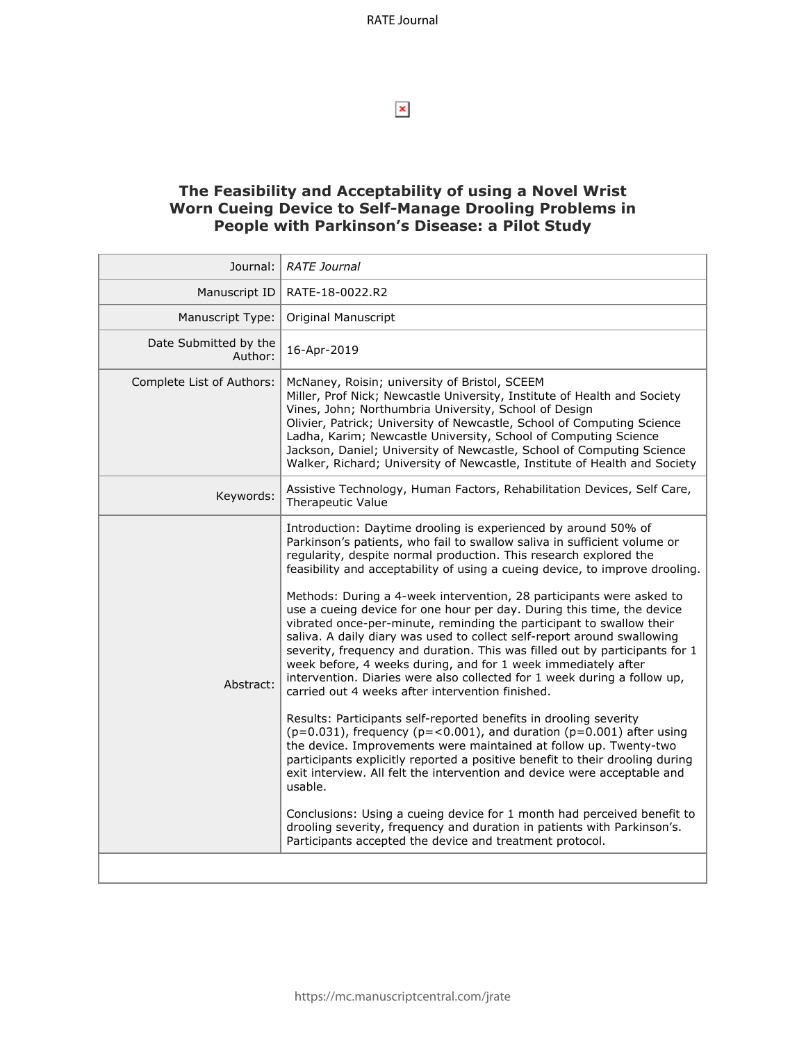# The Feasibility and Acceptability of using a Novel Wrist Worn Cueing Device to Self-Manage Drooling Problems in People with Parkinson's Disease: a Pilot Study

| | |
|---|---|
| Journal: | *RATE Journal* |
| Manuscript ID | RATE-18-0022.R2 |
| Manuscript Type: | Original Manuscript |
| Date Submitted by the Author: | 16-Apr-2019 |
| Complete List of Authors: | McNaney, Roisin; university of Bristol, SCEEM<br>Miller, Prof Nick; Newcastle University, Institute of Health and Society<br>Vines, John; Northumbria University, School of Design<br>Olivier, Patrick; University of Newcastle, School of Computing Science<br>Ladha, Karim; Newcastle University, School of Computing Science<br>Jackson, Daniel; University of Newcastle, School of Computing Science<br>Walker, Richard; University of Newcastle, Institute of Health and Society |
| Keywords: | Assistive Technology, Human Factors, Rehabilitation Devices, Self Care, Therapeutic Value |
| Abstract: | Introduction: Daytime drooling is experienced by around 50% of Parkinson's patients, who fail to swallow saliva in sufficient volume or regularity, despite normal production. This research explored the feasibility and acceptability of using a cueing device, to improve drooling.<br><br>Methods: During a 4-week intervention, 28 participants were asked to use a cueing device for one hour per day. During this time, the device vibrated once-per-minute, reminding the participant to swallow their saliva. A daily diary was used to collect self-report around swallowing severity, frequency and duration. This was filled out by participants for 1 week before, 4 weeks during, and for 1 week immediately after intervention. Diaries were also collected for 1 week during a follow up, carried out 4 weeks after intervention finished.<br><br>Results: Participants self-reported benefits in drooling severity ($p=0.031$), frequency ($p=<0.001$), and duration ($p=0.001$) after using the device. Improvements were maintained at follow up. Twenty-two participants explicitly reported a positive benefit to their drooling during exit interview. All felt the intervention and device were acceptable and usable.<br><br>Conclusions: Using a cueing device for 1 month had perceived benefit to drooling severity, frequency and duration in patients with Parkinson's. Participants accepted the device and treatment protocol. |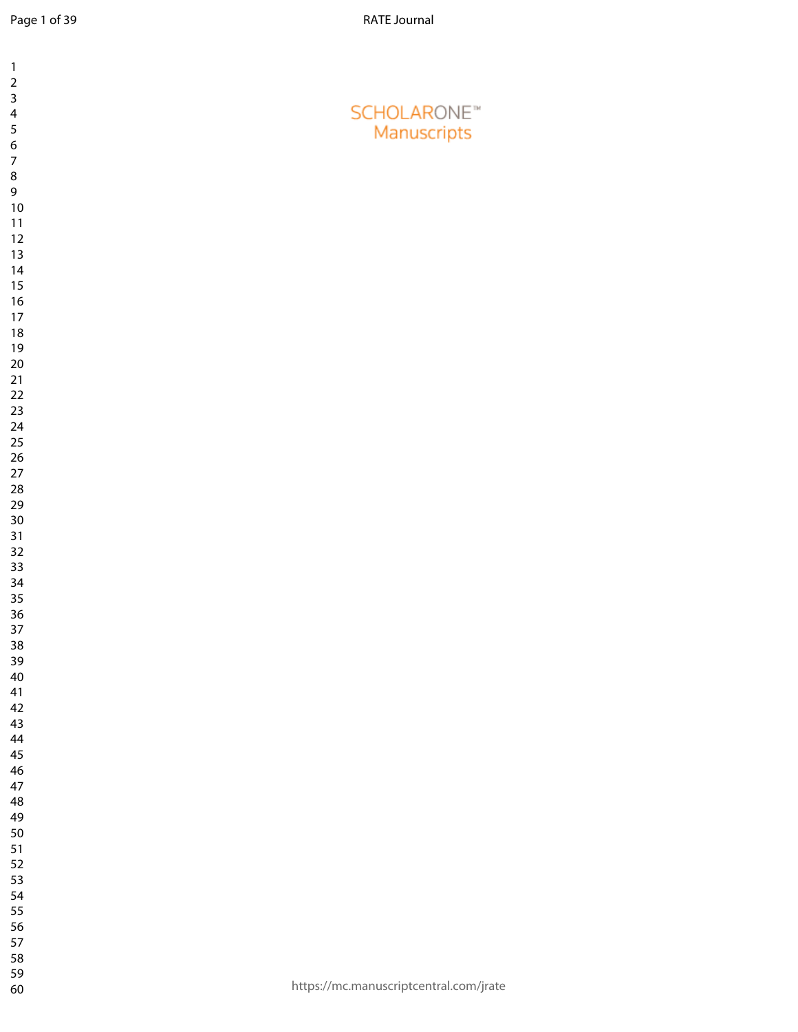SCHOLARONE™
Manuscripts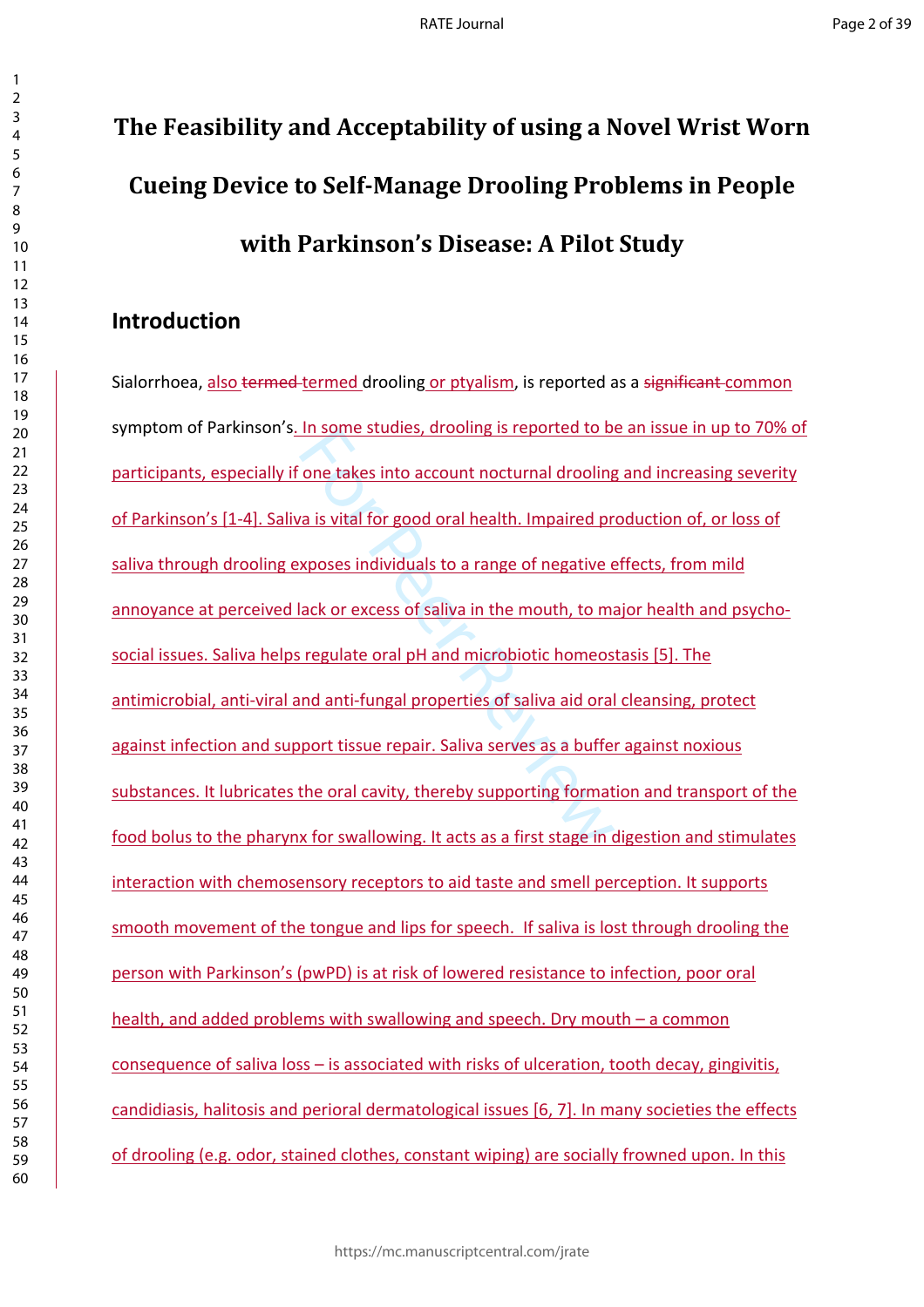# The Feasibility and Acceptability of using a Novel Wrist Worn Cueing Device to Self-Manage Drooling Problems in People with Parkinson's Disease: A Pilot Study

## Introduction

Sialorrhoea, also ~~termed~~ termed drooling or ptyalism, is reported as a ~~significant~~ common symptom of Parkinson's. In some studies, drooling is reported to be an issue in up to 70% of participants, especially if one takes into account nocturnal drooling and increasing severity of Parkinson's [1-4]. Saliva is vital for good oral health. Impaired production of, or loss of saliva through drooling exposes individuals to a range of negative effects, from mild annoyance at perceived lack or excess of saliva in the mouth, to major health and psycho-social issues. Saliva helps regulate oral pH and microbiotic homeostasis [5]. The antimicrobial, anti-viral and anti-fungal properties of saliva aid oral cleansing, protect against infection and support tissue repair. Saliva serves as a buffer against noxious substances. It lubricates the oral cavity, thereby supporting formation and transport of the food bolus to the pharynx for swallowing. It acts as a first stage in digestion and stimulates interaction with chemosensory receptors to aid taste and smell perception. It supports smooth movement of the tongue and lips for speech. If saliva is lost through drooling the person with Parkinson's (pwPD) is at risk of lowered resistance to infection, poor oral health, and added problems with swallowing and speech. Dry mouth – a common consequence of saliva loss – is associated with risks of ulceration, tooth decay, gingivitis, candidiasis, halitosis and perioral dermatological issues [6, 7]. In many societies the effects of drooling (e.g. odor, stained clothes, constant wiping) are socially frowned upon. In this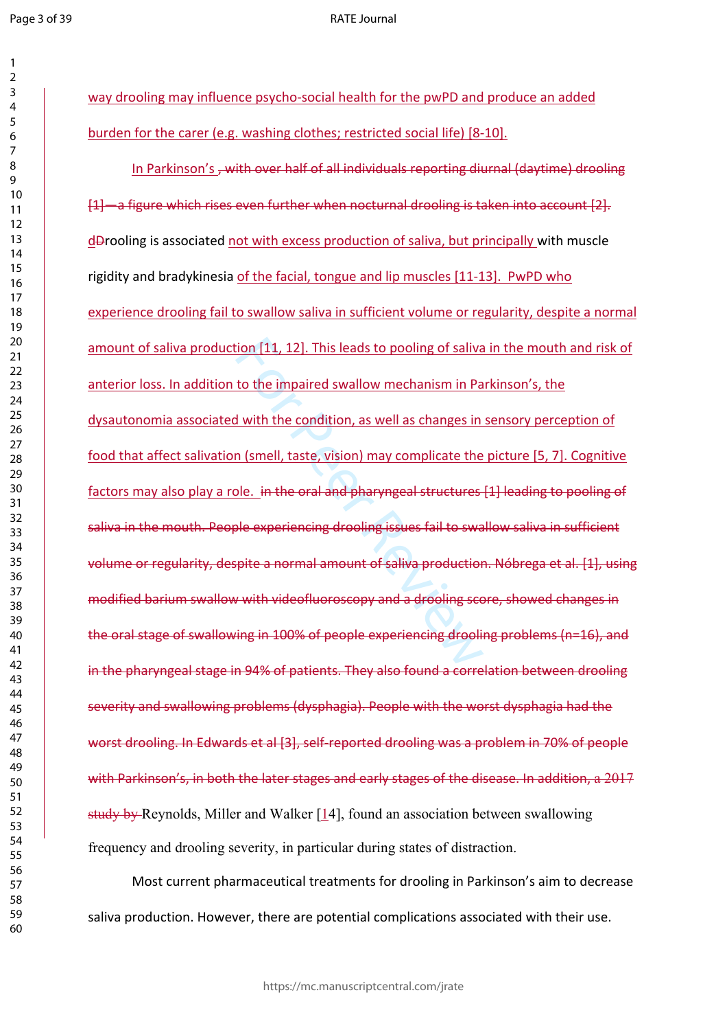way drooling may influence psycho-social health for the pwPD and produce an added burden for the carer (e.g. washing clothes; restricted social life) [8-10].

In Parkinson's , with over half of all individuals reporting diurnal (daytime) drooling [1]—a figure which rises even further when nocturnal drooling is taken into account [2]. dDrooling is associated not with excess production of saliva, but principally with muscle rigidity and bradykinesia of the facial, tongue and lip muscles [11-13]. PwPD who experience drooling fail to swallow saliva in sufficient volume or regularity, despite a normal amount of saliva production [11, 12]. This leads to pooling of saliva in the mouth and risk of anterior loss. In addition to the impaired swallow mechanism in Parkinson's, the dysautonomia associated with the condition, as well as changes in sensory perception of food that affect salivation (smell, taste, vision) may complicate the picture [5, 7]. Cognitive factors may also play a role. in the oral and pharyngeal structures [1] leading to pooling of saliva in the mouth. People experiencing drooling issues fail to swallow saliva in sufficient volume or regularity, despite a normal amount of saliva production. Nóbrega et al. [1], using modified barium swallow with videofluoroscopy and a drooling score, showed changes in the oral stage of swallowing in 100% of people experiencing drooling problems (n=16), and in the pharyngeal stage in 94% of patients. They also found a correlation between drooling severity and swallowing problems (dysphagia). People with the worst dysphagia had the worst drooling. In Edwards et al [3], self-reported drooling was a problem in 70% of people with Parkinson's, in both the later stages and early stages of the disease. In addition, a 2017 study by Reynolds, Miller and Walker [14], found an association between swallowing frequency and drooling severity, in particular during states of distraction.

Most current pharmaceutical treatments for drooling in Parkinson's aim to decrease saliva production. However, there are potential complications associated with their use.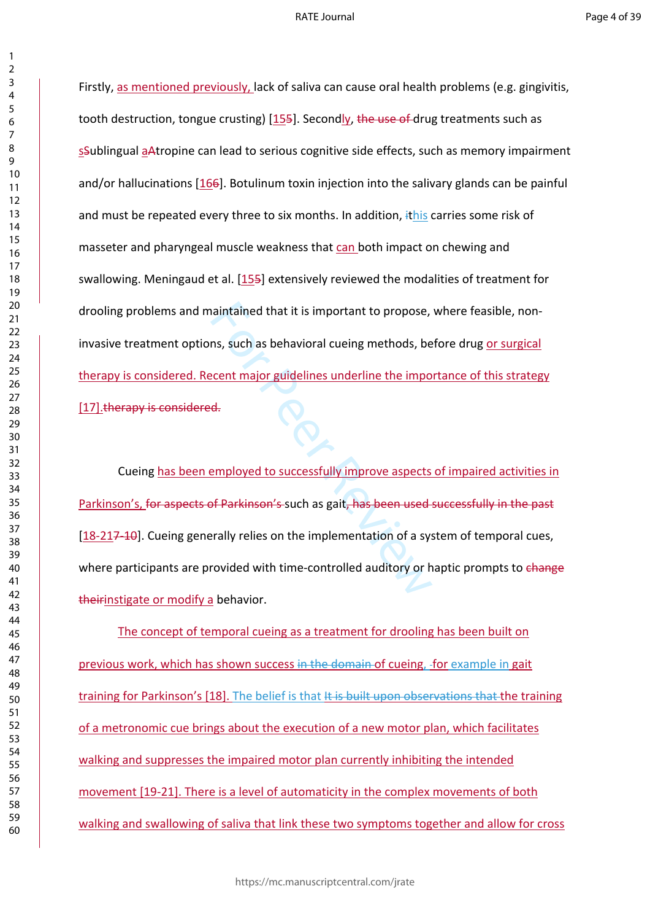Firstly, as mentioned previously, lack of saliva can cause oral health problems (e.g. gingivitis, tooth destruction, tongue crusting) [15~~5~~]. Secondly, ~~the use of~~ drug treatments such as s~~S~~ublingual a~~A~~tropine can lead to serious cognitive side effects, such as memory impairment and/or hallucinations [16~~6~~]. Botulinum toxin injection into the salivary glands can be painful and must be repeated every three to six months. In addition, ~~it~~this carries some risk of masseter and pharyngeal muscle weakness that can both impact on chewing and swallowing. Meningaud et al. [15~~5~~] extensively reviewed the modalities of treatment for drooling problems and maintained that it is important to propose, where feasible, non-invasive treatment options, such as behavioral cueing methods, before drug or surgical therapy is considered. Recent major guidelines underline the importance of this strategy [17]. ~~therapy is considered.~~

Cueing has been employed to successfully improve aspects of impaired activities in Parkinson's, ~~for aspects of Parkinson's~~ such as gait~~, has been used successfully in the past~~ [18-21~~7-10~~]. Cueing generally relies on the implementation of a system of temporal cues, where participants are provided with time-controlled auditory or haptic prompts to ~~change their~~instigate or modify a behavior.

The concept of temporal cueing as a treatment for drooling has been built on previous work, which has shown success ~~in the domain~~ of cueing, ~~-~~for example in gait training for Parkinson's [18]. The belief is that ~~It is built upon observations that~~ the training of a metronomic cue brings about the execution of a new motor plan, which facilitates walking and suppresses the impaired motor plan currently inhibiting the intended movement [19-21]. There is a level of automaticity in the complex movements of both walking and swallowing of saliva that link these two symptoms together and allow for cross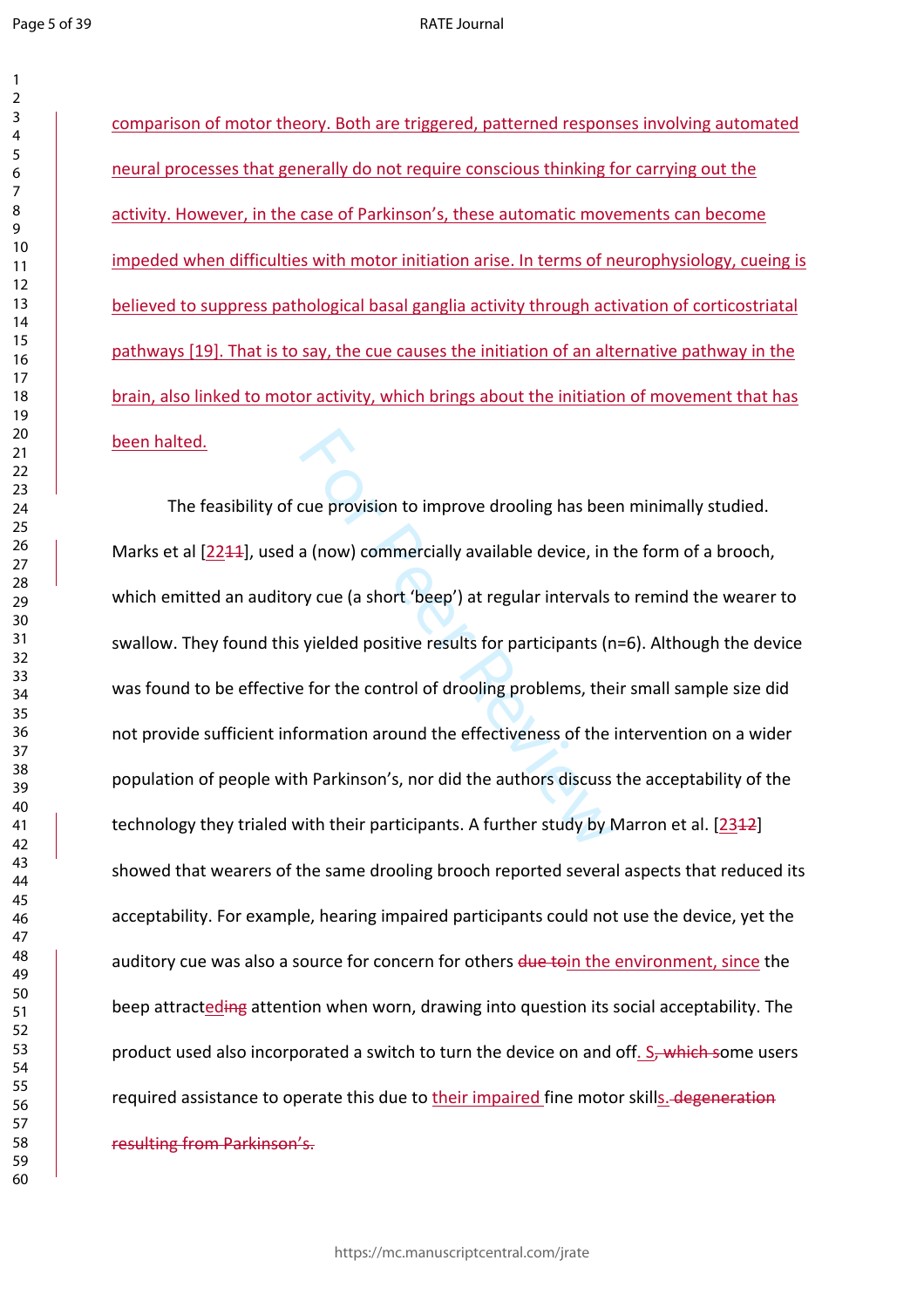comparison of motor theory. Both are triggered, patterned responses involving automated neural processes that generally do not require conscious thinking for carrying out the activity. However, in the case of Parkinson's, these automatic movements can become impeded when difficulties with motor initiation arise. In terms of neurophysiology, cueing is believed to suppress pathological basal ganglia activity through activation of corticostriatal pathways [19]. That is to say, the cue causes the initiation of an alternative pathway in the brain, also linked to motor activity, which brings about the initiation of movement that has been halted.

The feasibility of cue provision to improve drooling has been minimally studied. Marks et al [22~~11~~], used a (now) commercially available device, in the form of a brooch, which emitted an auditory cue (a short 'beep') at regular intervals to remind the wearer to swallow. They found this yielded positive results for participants (n=6). Although the device was found to be effective for the control of drooling problems, their small sample size did not provide sufficient information around the effectiveness of the intervention on a wider population of people with Parkinson's, nor did the authors discuss the acceptability of the technology they trialed with their participants. A further study by Marron et al. [23~~12~~] showed that wearers of the same drooling brooch reported several aspects that reduced its acceptability. For example, hearing impaired participants could not use the device, yet the auditory cue was also a source for concern for others ~~due to~~in the environment, since the beep attract~~ed~~ing attention when worn, drawing into question its social acceptability. The product used also incorporated a switch to turn the device on and off. S~~, which s~~ome users required assistance to operate this due to their impaired fine motor skills. ~~degeneration resulting from Parkinson's.~~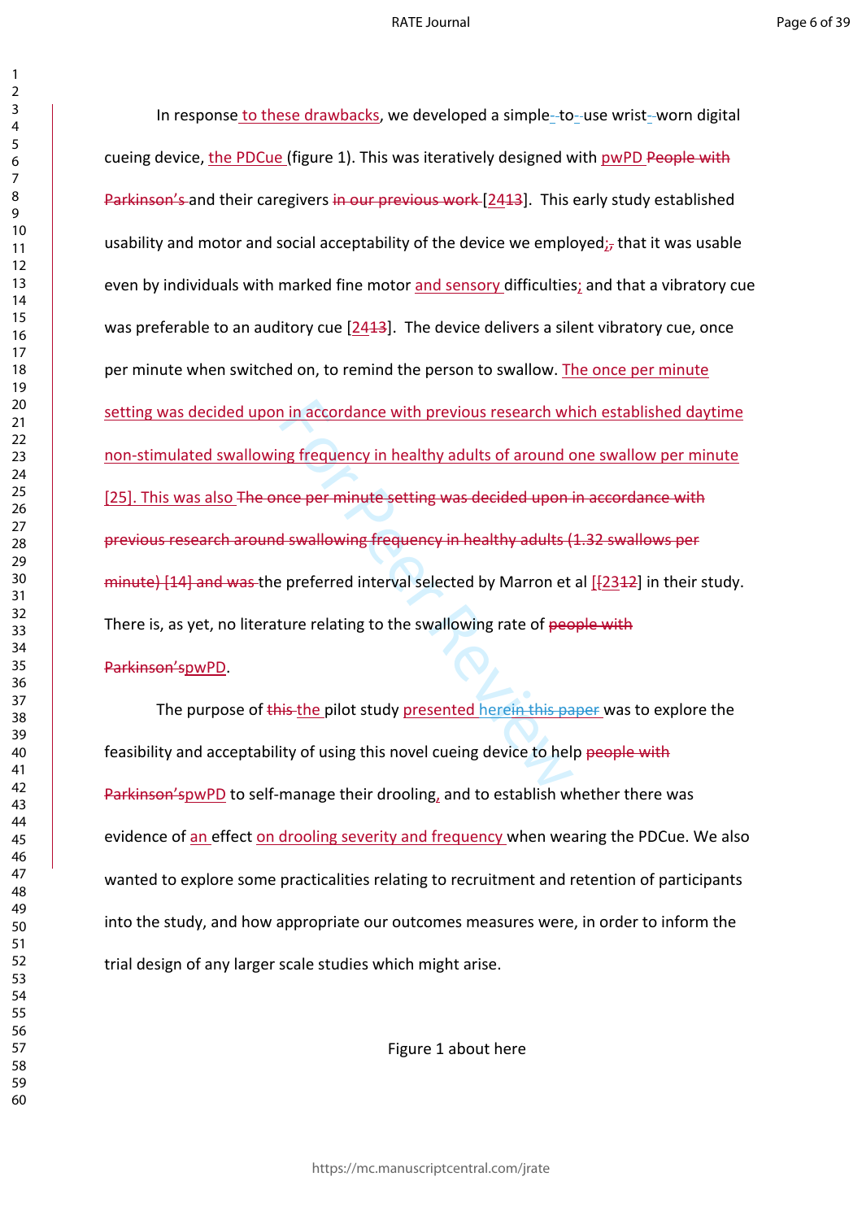In response to these drawbacks, we developed a simple-to-use wrist-worn digital cueing device, the PDCue (figure 1). This was iteratively designed with pwPD ~~People with Parkinson's~~ and their caregivers ~~in our previous work~~ [24~~13~~]. This early study established usability and motor and social acceptability of the device we employed; ~~,~~ that it was usable even by individuals with marked fine motor and sensory difficulties; and that a vibratory cue was preferable to an auditory cue [24~~13~~]. The device delivers a silent vibratory cue, once per minute when switched on, to remind the person to swallow. The once per minute setting was decided upon in accordance with previous research which established daytime non-stimulated swallowing frequency in healthy adults of around one swallow per minute [25]. This was also ~~The once per minute setting was decided upon in accordance with previous research around swallowing frequency in healthy adults (1.32 swallows per minute) [14] and was~~ the preferred interval selected by Marron et al [23~~12~~] in their study. There is, as yet, no literature relating to the swallowing rate of ~~people with Parkinson's~~ pwPD.

The purpose of ~~this~~ the pilot study presented herein ~~this paper~~ was to explore the feasibility and acceptability of using this novel cueing device to help ~~people with Parkinson's~~ pwPD to self-manage their drooling, and to establish whether there was evidence of an effect on drooling severity and frequency when wearing the PDCue. We also wanted to explore some practicalities relating to recruitment and retention of participants into the study, and how appropriate our outcomes measures were, in order to inform the trial design of any larger scale studies which might arise.

Figure 1 about here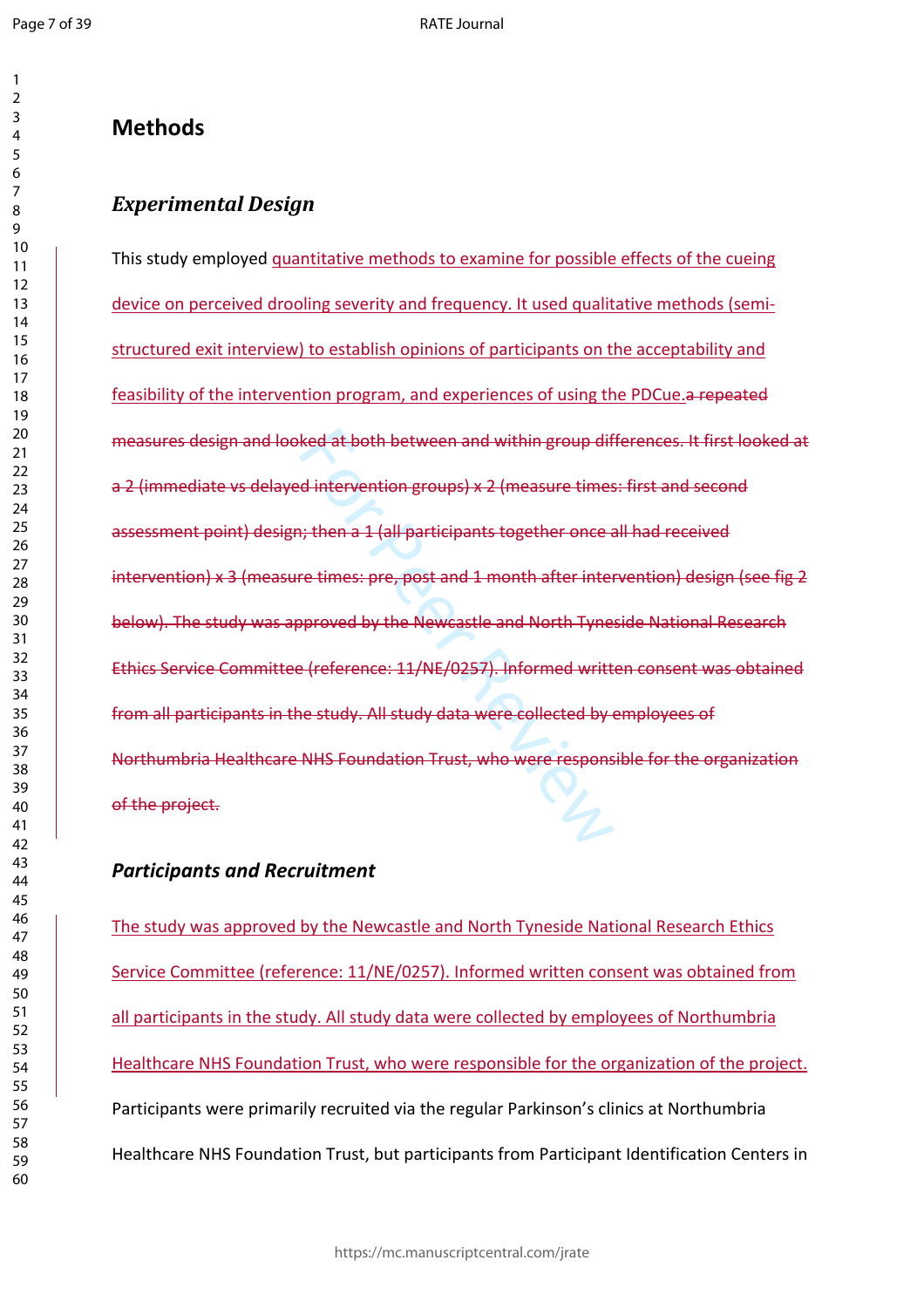# Methods

## *Experimental Design*

This study employed quantitative methods to examine for possible effects of the cueing device on perceived drooling severity and frequency. It used qualitative methods (semi-structured exit interview) to establish opinions of participants on the acceptability and feasibility of the intervention program, and experiences of using the PDCue.~~a repeated measures design and looked at both between and within group differences. It first looked at a 2 (immediate vs delayed intervention groups) x 2 (measure times: first and second assessment point) design; then a 1 (all participants together once all had received intervention) x 3 (measure times: pre, post and 1 month after intervention) design (see fig 2 below). The study was approved by the Newcastle and North Tyneside National Research Ethics Service Committee (reference: 11/NE/0257). Informed written consent was obtained from all participants in the study. All study data were collected by employees of Northumbria Healthcare NHS Foundation Trust, who were responsible for the organization of the project.~~

## *Participants and Recruitment*

The study was approved by the Newcastle and North Tyneside National Research Ethics Service Committee (reference: 11/NE/0257). Informed written consent was obtained from all participants in the study. All study data were collected by employees of Northumbria Healthcare NHS Foundation Trust, who were responsible for the organization of the project. Participants were primarily recruited via the regular Parkinson's clinics at Northumbria Healthcare NHS Foundation Trust, but participants from Participant Identification Centers in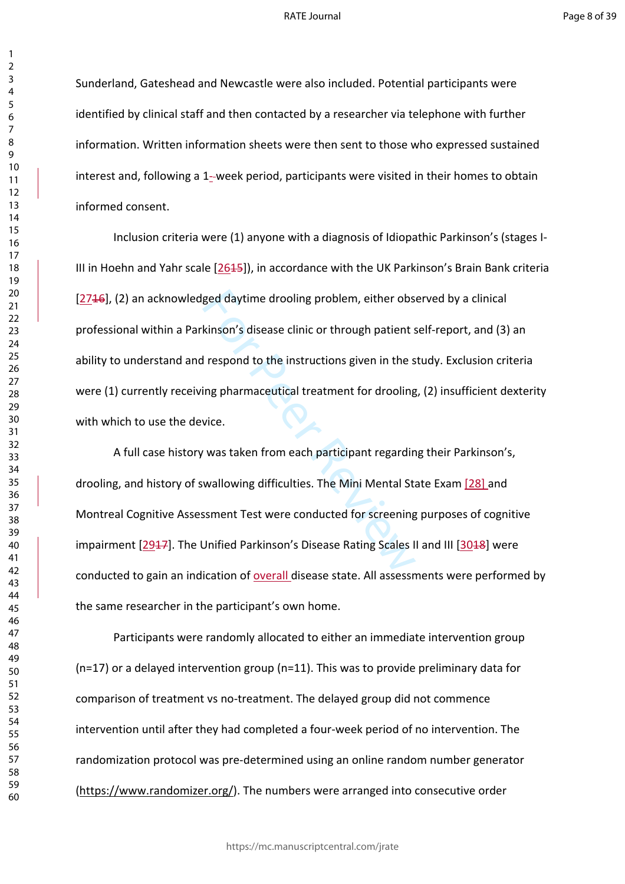Sunderland, Gateshead and Newcastle were also included. Potential participants were identified by clinical staff and then contacted by a researcher via telephone with further information. Written information sheets were then sent to those who expressed sustained interest and, following a 1--week period, participants were visited in their homes to obtain informed consent.

Inclusion criteria were (1) anyone with a diagnosis of Idiopathic Parkinson's (stages I-III in Hoehn and Yahr scale [2615]), in accordance with the UK Parkinson's Brain Bank criteria [2716], (2) an acknowledged daytime drooling problem, either observed by a clinical professional within a Parkinson's disease clinic or through patient self-report, and (3) an ability to understand and respond to the instructions given in the study. Exclusion criteria were (1) currently receiving pharmaceutical treatment for drooling, (2) insufficient dexterity with which to use the device.

A full case history was taken from each participant regarding their Parkinson's, drooling, and history of swallowing difficulties. The Mini Mental State Exam [28] and Montreal Cognitive Assessment Test were conducted for screening purposes of cognitive impairment [2917]. The Unified Parkinson's Disease Rating Scales II and III [3018] were conducted to gain an indication of overall disease state. All assessments were performed by the same researcher in the participant's own home.

Participants were randomly allocated to either an immediate intervention group (n=17) or a delayed intervention group (n=11). This was to provide preliminary data for comparison of treatment vs no-treatment. The delayed group did not commence intervention until after they had completed a four-week period of no intervention. The randomization protocol was pre-determined using an online random number generator (https://www.randomizer.org/). The numbers were arranged into consecutive order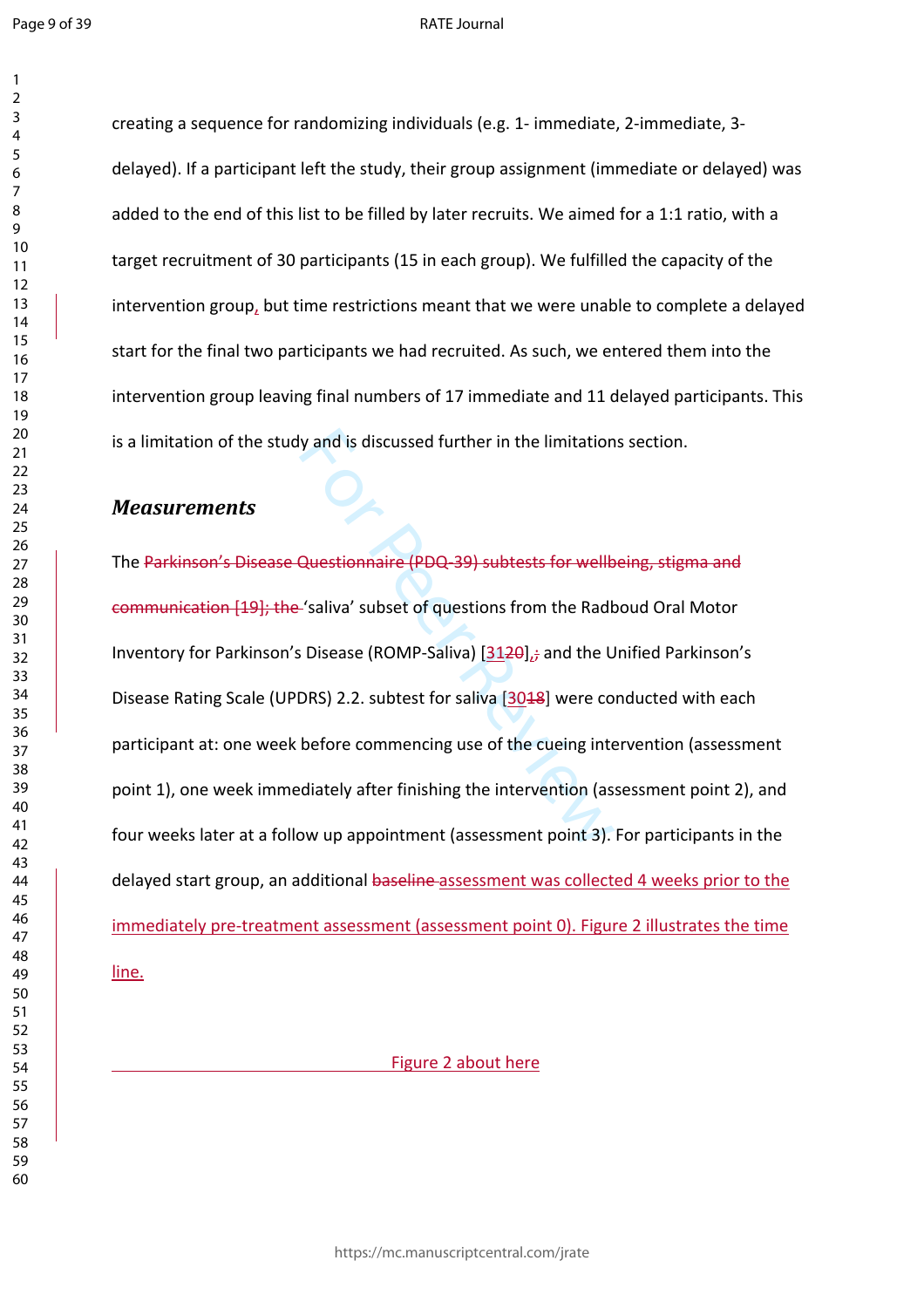creating a sequence for randomizing individuals (e.g. 1- immediate, 2-immediate, 3-delayed). If a participant left the study, their group assignment (immediate or delayed) was added to the end of this list to be filled by later recruits. We aimed for a 1:1 ratio, with a target recruitment of 30 participants (15 in each group). We fulfilled the capacity of the intervention group, but time restrictions meant that we were unable to complete a delayed start for the final two participants we had recruited. As such, we entered them into the intervention group leaving final numbers of 17 immediate and 11 delayed participants. This is a limitation of the study and is discussed further in the limitations section.

### *Measurements*

The ~~Parkinson's Disease Questionnaire (PDQ-39) subtests for wellbeing, stigma and communication [19]; the~~ 'saliva' subset of questions from the Radboud Oral Motor Inventory for Parkinson's Disease (ROMP-Saliva) [31~~20~~], ~~;~~ and the Unified Parkinson's Disease Rating Scale (UPDRS) 2.2. subtest for saliva [30~~18~~] were conducted with each participant at: one week before commencing use of the cueing intervention (assessment point 1), one week immediately after finishing the intervention (assessment point 2), and four weeks later at a follow up appointment (assessment point 3). For participants in the delayed start group, an additional ~~baseline~~ assessment was collected 4 weeks prior to the immediately pre-treatment assessment (assessment point 0). Figure 2 illustrates the time line.

Figure 2 about here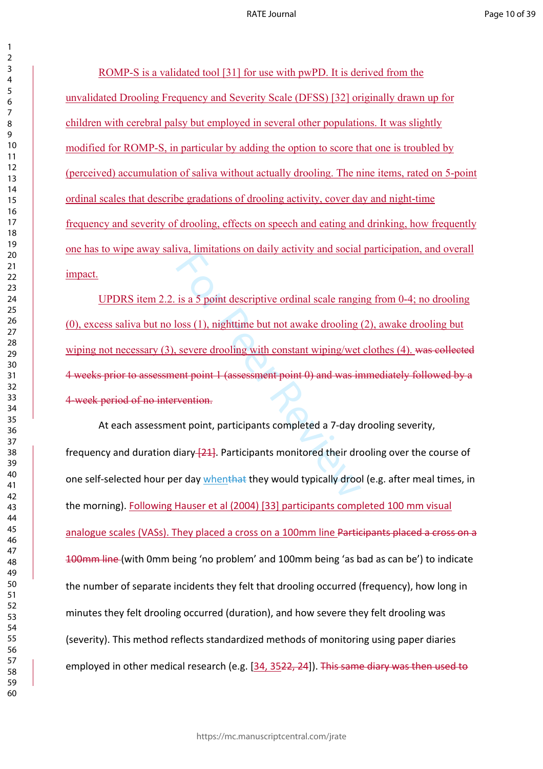ROMP-S is a validated tool [31] for use with pwPD. It is derived from the unvalidated Drooling Frequency and Severity Scale (DFSS) [32] originally drawn up for children with cerebral palsy but employed in several other populations. It was slightly modified for ROMP-S, in particular by adding the option to score that one is troubled by (perceived) accumulation of saliva without actually drooling. The nine items, rated on 5-point ordinal scales that describe gradations of drooling activity, cover day and night-time frequency and severity of drooling, effects on speech and eating and drinking, how frequently one has to wipe away saliva, limitations on daily activity and social participation, and overall impact.

UPDRS item 2.2. is a 5 point descriptive ordinal scale ranging from 0-4; no drooling (0), excess saliva but no loss (1), nighttime but not awake drooling (2), awake drooling but wiping not necessary (3), severe drooling with constant wiping/wet clothes (4). ~~was collected 4 weeks prior to assessment point 1 (assessment point 0) and was immediately followed by a 4-week period of no intervention.~~

At each assessment point, participants completed a 7-day drooling severity, frequency and duration diary ~~[21]~~. Participants monitored their drooling over the course of one self-selected hour per day when~~that~~ they would typically drool (e.g. after meal times, in the morning). Following Hauser et al (2004) [33] participants completed 100 mm visual analogue scales (VASs). They placed a cross on a 100mm line ~~Participants placed a cross on a 100mm line~~ (with 0mm being 'no problem' and 100mm being 'as bad as can be') to indicate the number of separate incidents they felt that drooling occurred (frequency), how long in minutes they felt drooling occurred (duration), and how severe they felt drooling was (severity). This method reflects standardized methods of monitoring using paper diaries employed in other medical research (e.g. [34, 35~~22, 24~~]). ~~This same diary was then used to~~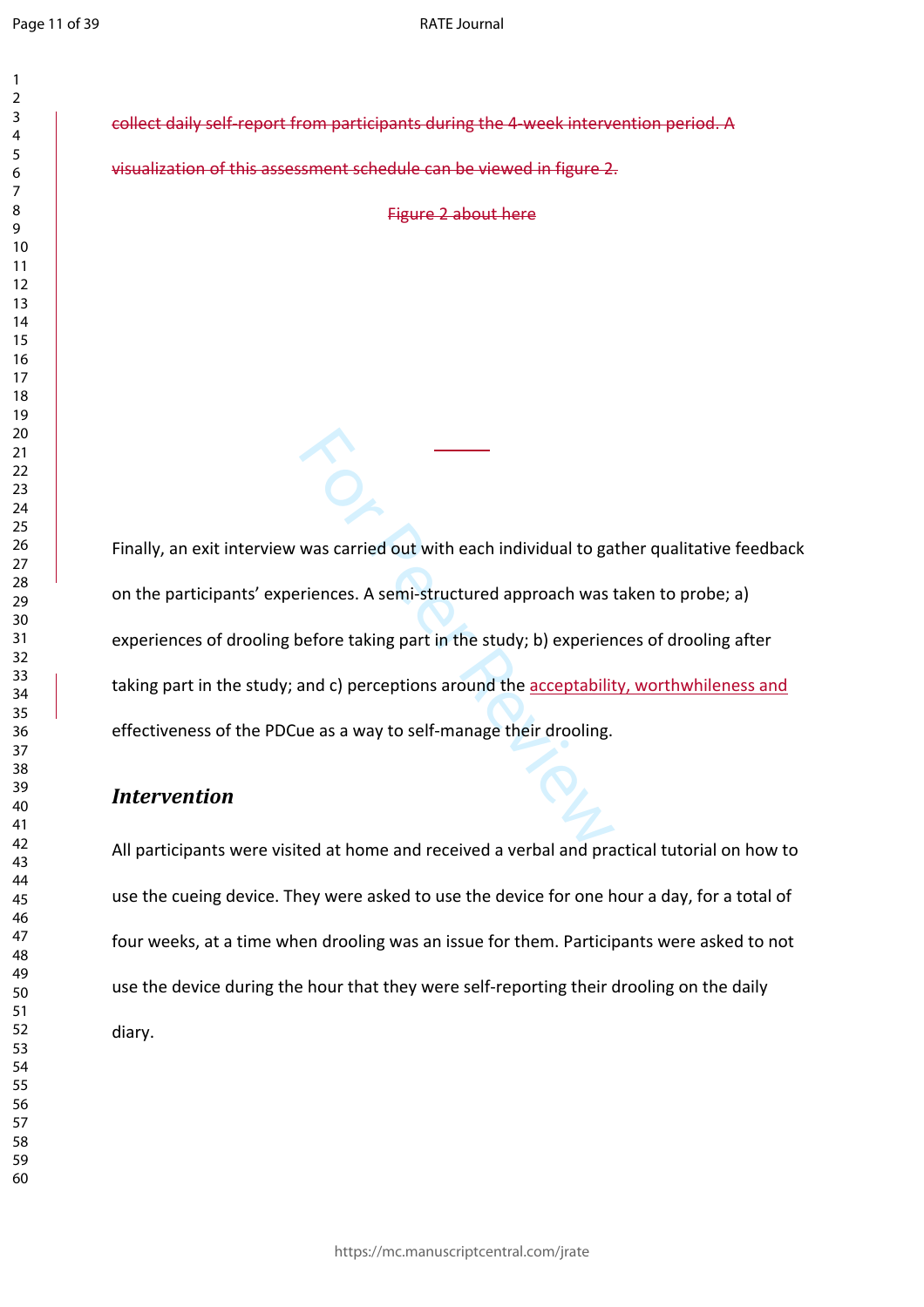collect daily self-report from participants during the 4-week intervention period. A visualization of this assessment schedule can be viewed in figure 2.

Figure 2 about here

Finally, an exit interview was carried out with each individual to gather qualitative feedback on the participants' experiences. A semi-structured approach was taken to probe; a) experiences of drooling before taking part in the study; b) experiences of drooling after taking part in the study; and c) perceptions around the acceptability, worthwhileness and effectiveness of the PDCue as a way to self-manage their drooling.

## *Intervention*

All participants were visited at home and received a verbal and practical tutorial on how to use the cueing device. They were asked to use the device for one hour a day, for a total of four weeks, at a time when drooling was an issue for them. Participants were asked to not use the device during the hour that they were self-reporting their drooling on the daily diary.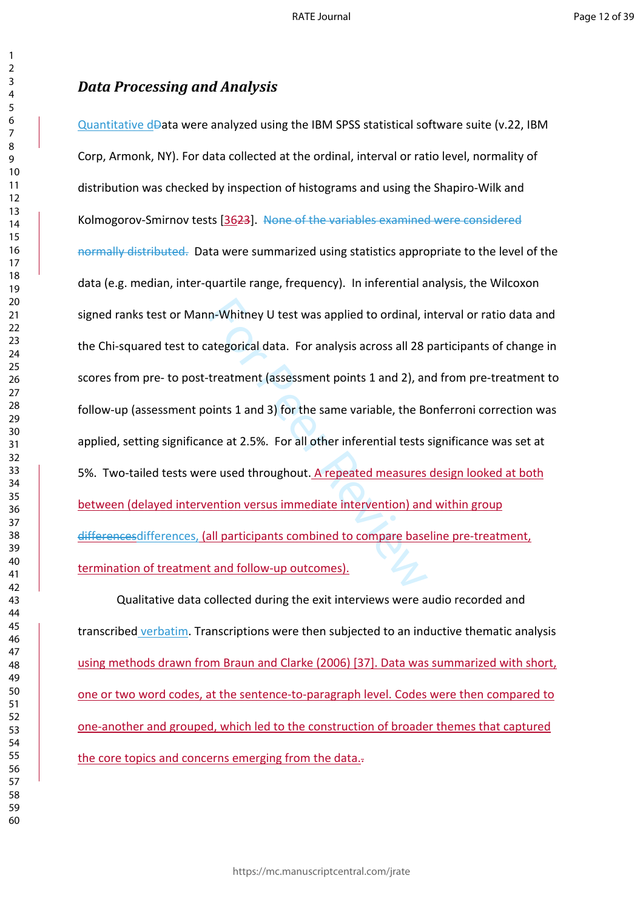### *Data Processing and Analysis*

Quantitative dData were analyzed using the IBM SPSS statistical software suite (v.22, IBM Corp, Armonk, NY). For data collected at the ordinal, interval or ratio level, normality of distribution was checked by inspection of histograms and using the Shapiro-Wilk and Kolmogorov-Smirnov tests [3623]. ~~None of the variables examined were considered normally distributed.~~ Data were summarized using statistics appropriate to the level of the data (e.g. median, inter-quartile range, frequency). In inferential analysis, the Wilcoxon signed ranks test or Mann-Whitney U test was applied to ordinal, interval or ratio data and the Chi-squared test to categorical data. For analysis across all 28 participants of change in scores from pre- to post-treatment (assessment points 1 and 2), and from pre-treatment to follow-up (assessment points 1 and 3) for the same variable, the Bonferroni correction was applied, setting significance at 2.5%. For all other inferential tests significance was set at 5%. Two-tailed tests were used throughout. A repeated measures design looked at both between (delayed intervention versus immediate intervention) and within group ~~differences~~differences, (all participants combined to compare baseline pre-treatment, termination of treatment and follow-up outcomes).

Qualitative data collected during the exit interviews were audio recorded and transcribed verbatim. Transcriptions were then subjected to an inductive thematic analysis using methods drawn from Braun and Clarke (2006) [37]. Data was summarized with short, one or two word codes, at the sentence-to-paragraph level. Codes were then compared to one-another and grouped, which led to the construction of broader themes that captured the core topics and concerns emerging from the data.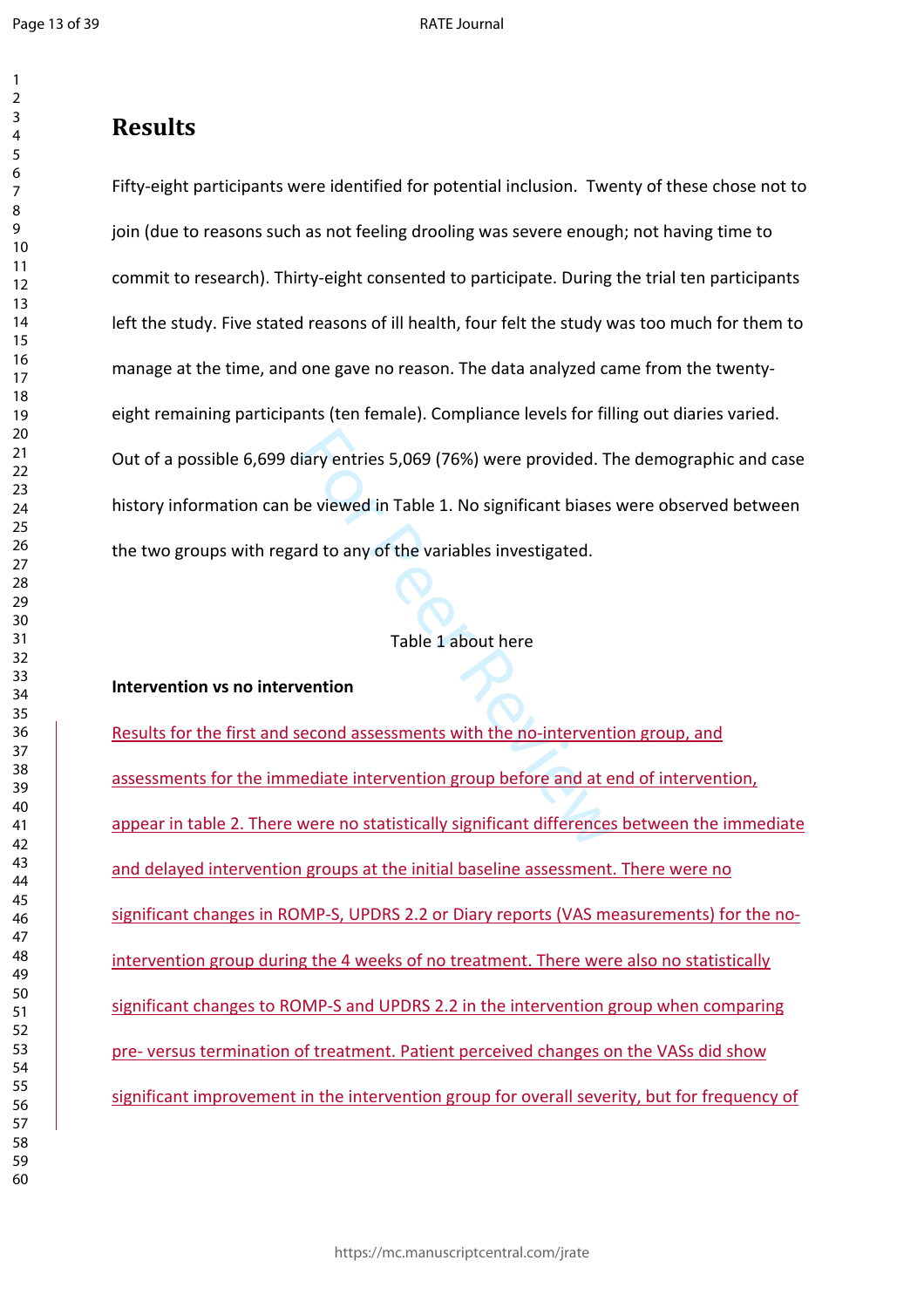# Results

Fifty-eight participants were identified for potential inclusion. Twenty of these chose not to join (due to reasons such as not feeling drooling was severe enough; not having time to commit to research). Thirty-eight consented to participate. During the trial ten participants left the study. Five stated reasons of ill health, four felt the study was too much for them to manage at the time, and one gave no reason. The data analyzed came from the twenty-eight remaining participants (ten female). Compliance levels for filling out diaries varied. Out of a possible 6,699 diary entries 5,069 (76%) were provided. The demographic and case history information can be viewed in Table 1. No significant biases were observed between the two groups with regard to any of the variables investigated.

Table 1 about here

**Intervention vs no intervention**

Results for the first and second assessments with the no-intervention group, and assessments for the immediate intervention group before and at end of intervention, appear in table 2. There were no statistically significant differences between the immediate and delayed intervention groups at the initial baseline assessment. There were no significant changes in ROMP-S, UPDRS 2.2 or Diary reports (VAS measurements) for the no-intervention group during the 4 weeks of no treatment. There were also no statistically significant changes to ROMP-S and UPDRS 2.2 in the intervention group when comparing pre- versus termination of treatment. Patient perceived changes on the VASs did show significant improvement in the intervention group for overall severity, but for frequency of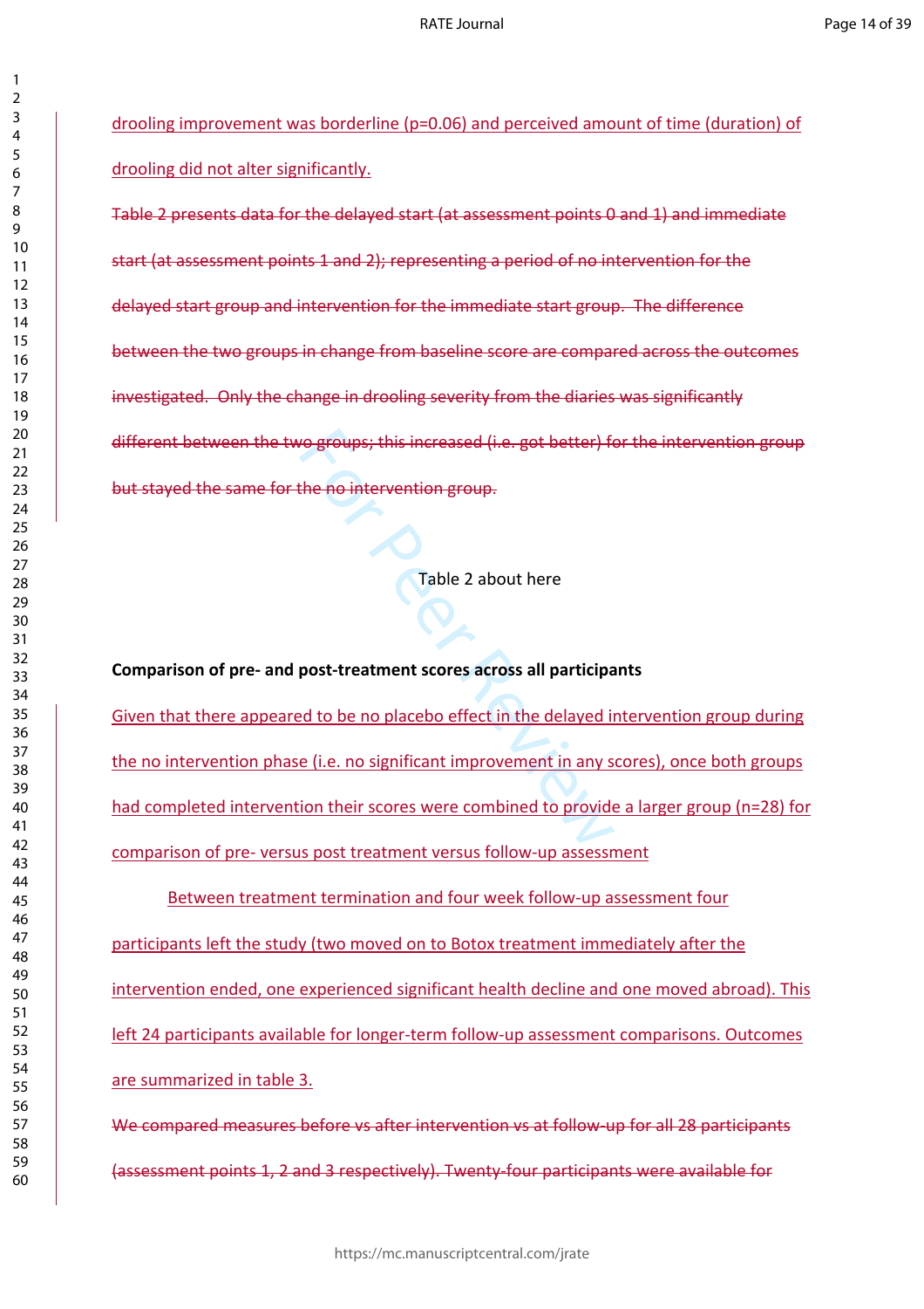drooling improvement was borderline (p=0.06) and perceived amount of time (duration) of drooling did not alter significantly.

~~Table 2 presents data for the delayed start (at assessment points 0 and 1) and immediate start (at assessment points 1 and 2); representing a period of no intervention for the delayed start group and intervention for the immediate start group. The difference between the two groups in change from baseline score are compared across the outcomes investigated. Only the change in drooling severity from the diaries was significantly different between the two groups; this increased (i.e. got better) for the intervention group but stayed the same for the no intervention group.~~

Table 2 about here

**Comparison of pre- and post-treatment scores across all participants**

Given that there appeared to be no placebo effect in the delayed intervention group during the no intervention phase (i.e. no significant improvement in any scores), once both groups had completed intervention their scores were combined to provide a larger group (n=28) for comparison of pre- versus post treatment versus follow-up assessment

Between treatment termination and four week follow-up assessment four participants left the study (two moved on to Botox treatment immediately after the intervention ended, one experienced significant health decline and one moved abroad). This left 24 participants available for longer-term follow-up assessment comparisons. Outcomes are summarized in table 3.

~~We compared measures before vs after intervention vs at follow-up for all 28 participants (assessment points 1, 2 and 3 respectively). Twenty-four participants were available for~~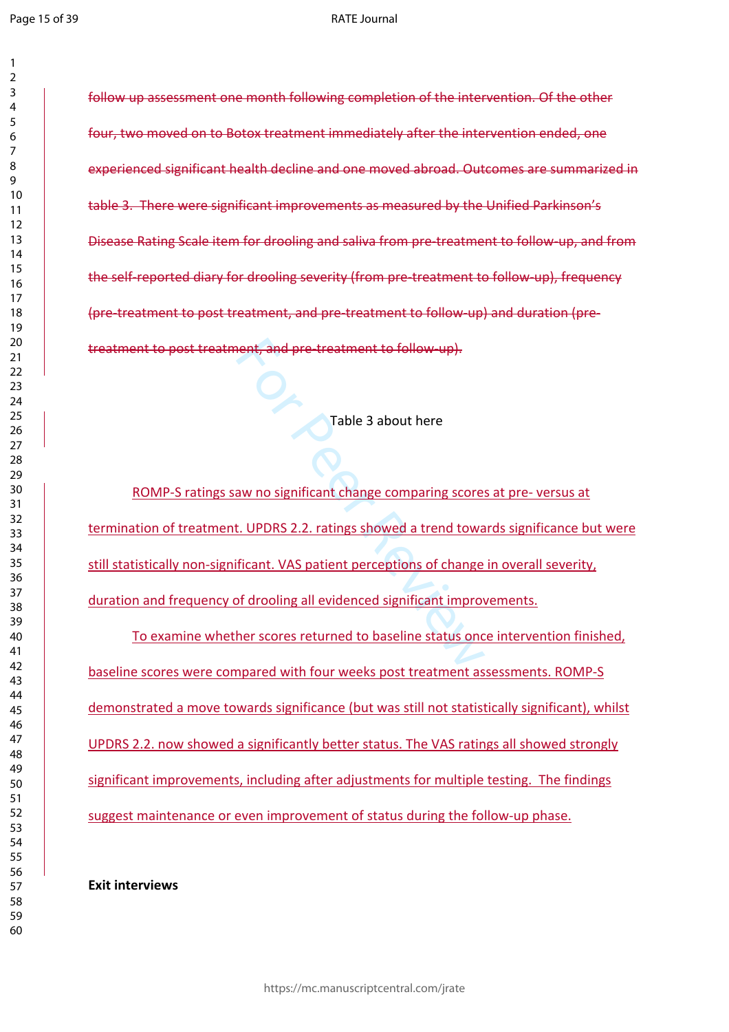~~follow up assessment one month following completion of the intervention. Of the other four, two moved on to Botox treatment immediately after the intervention ended, one experienced significant health decline and one moved abroad. Outcomes are summarized in table 3. There were significant improvements as measured by the Unified Parkinson's Disease Rating Scale item for drooling and saliva from pre-treatment to follow-up, and from the self-reported diary for drooling severity (from pre-treatment to follow-up), frequency (pre-treatment to post treatment, and pre-treatment to follow-up) and duration (pre-treatment to post treatment, and pre-treatment to follow-up).~~

Table 3 about here

ROMP-S ratings saw no significant change comparing scores at pre- versus at termination of treatment. UPDRS 2.2. ratings showed a trend towards significance but were still statistically non-significant. VAS patient perceptions of change in overall severity, duration and frequency of drooling all evidenced significant improvements.

To examine whether scores returned to baseline status once intervention finished, baseline scores were compared with four weeks post treatment assessments. ROMP-S demonstrated a move towards significance (but was still not statistically significant), whilst UPDRS 2.2. now showed a significantly better status. The VAS ratings all showed strongly significant improvements, including after adjustments for multiple testing. The findings suggest maintenance or even improvement of status during the follow-up phase.

**Exit interviews**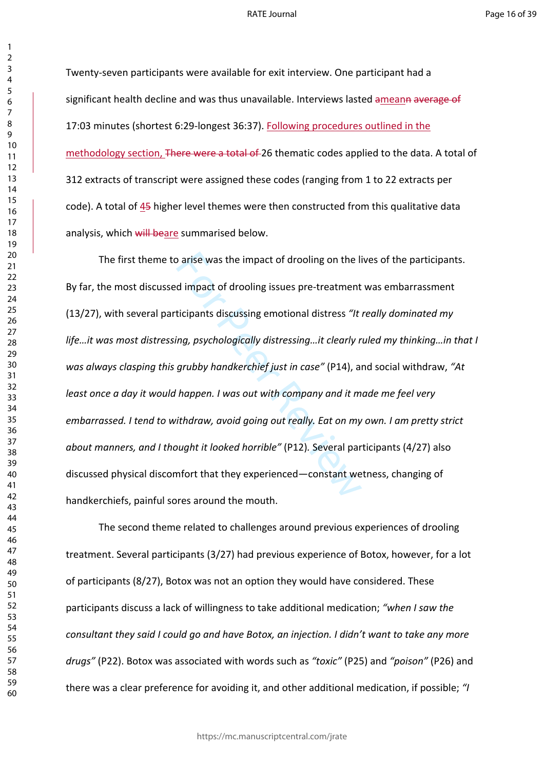Twenty-seven participants were available for exit interview. One participant had a significant health decline and was thus unavailable. Interviews lasted a mean 17:03 minutes (shortest 6:29-longest 36:37). Following procedures outlined in the methodology section, 26 thematic codes applied to the data. A total of 312 extracts of transcript were assigned these codes (ranging from 1 to 22 extracts per code). A total of 4 higher level themes were then constructed from this qualitative data analysis, which are summarised below.

The first theme to arise was the impact of drooling on the lives of the participants. By far, the most discussed impact of drooling issues pre-treatment was embarrassment (13/27), with several participants discussing emotional distress *"It really dominated my life…it was most distressing, psychologically distressing…it clearly ruled my thinking…in that I was always clasping this grubby handkerchief just in case"* (P14), and social withdrawal, *"At least once a day it would happen. I was out with company and it made me feel very embarrassed. I tend to withdraw, avoid going out really. Eat on my own. I am pretty strict about manners, and I thought it looked horrible"* (P12). Several participants (4/27) also discussed physical discomfort that they experienced—constant wetness, changing of handkerchiefs, painful sores around the mouth.

The second theme related to challenges around previous experiences of drooling treatment. Several participants (3/27) had previous experience of Botox, however, for a lot of participants (8/27), Botox was not an option they would have considered. These participants discuss a lack of willingness to take additional medication; *"when I saw the consultant they said I could go and have Botox, an injection. I didn't want to take any more drugs"* (P22). Botox was associated with words such as *"toxic"* (P25) and *"poison"* (P26) and there was a clear preference for avoiding it, and other additional medication, if possible; *"I*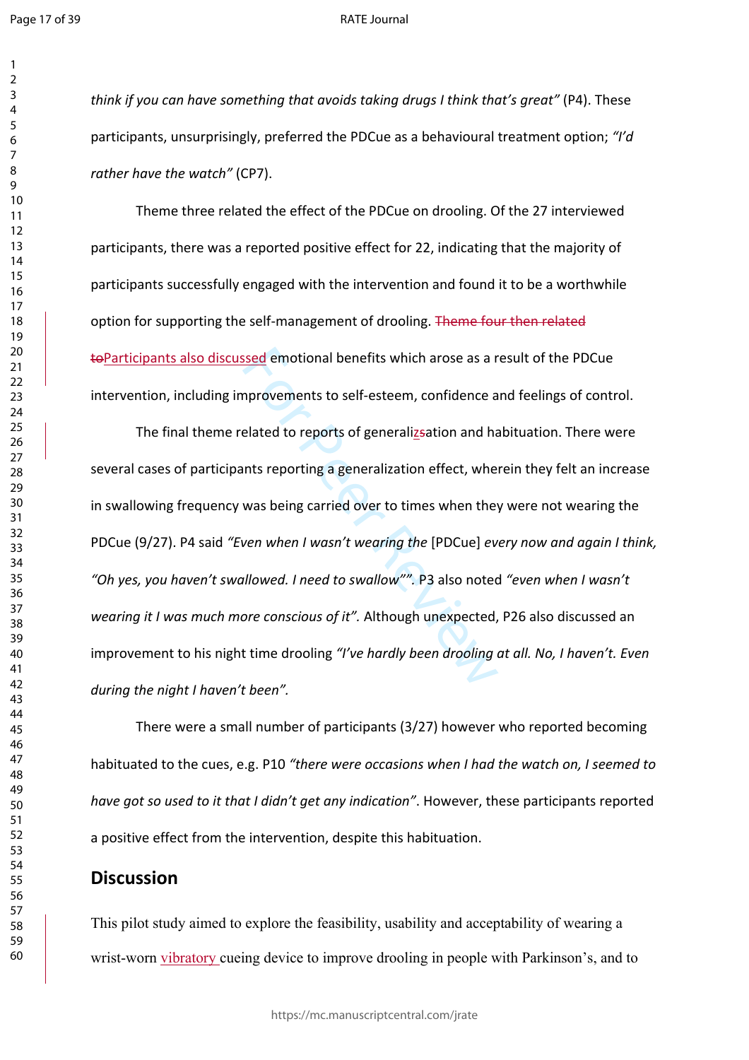*think if you can have something that avoids taking drugs I think that's great"* (P4). These participants, unsurprisingly, preferred the PDCue as a behavioural treatment option; *"I'd rather have the watch"* (CP7).

Theme three related the effect of the PDCue on drooling. Of the 27 interviewed participants, there was a reported positive effect for 22, indicating that the majority of participants successfully engaged with the intervention and found it to be a worthwhile option for supporting the self-management of drooling. ~~Theme four then related to~~Participants also discussed emotional benefits which arose as a result of the PDCue intervention, including improvements to self-esteem, confidence and feelings of control.

The final theme related to reports of generalizsation and habituation. There were several cases of participants reporting a generalization effect, wherein they felt an increase in swallowing frequency was being carried over to times when they were not wearing the PDCue (9/27). P4 said *"Even when I wasn't wearing the* [PDCue] *every now and again I think, "Oh yes, you haven't swallowed. I need to swallow""*. P3 also noted *"even when I wasn't wearing it I was much more conscious of it".* Although unexpected, P26 also discussed an improvement to his night time drooling *"I've hardly been drooling at all. No, I haven't. Even during the night I haven't been".*

There were a small number of participants (3/27) however who reported becoming habituated to the cues, e.g. P10 *"there were occasions when I had the watch on, I seemed to have got so used to it that I didn't get any indication"*. However, these participants reported a positive effect from the intervention, despite this habituation.

## Discussion

This pilot study aimed to explore the feasibility, usability and acceptability of wearing a wrist-worn vibratory cueing device to improve drooling in people with Parkinson's, and to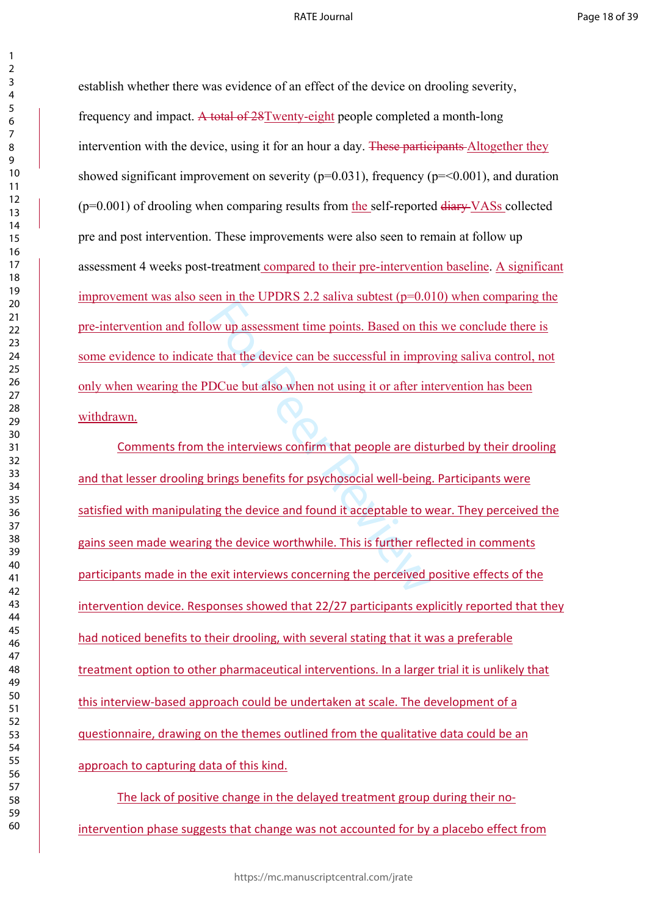establish whether there was evidence of an effect of the device on drooling severity, frequency and impact. ~~A total of 28~~Twenty-eight people completed a month-long intervention with the device, using it for an hour a day. ~~These participants~~ Altogether they showed significant improvement on severity (p=0.031), frequency (p=<0.001), and duration (p=0.001) of drooling when comparing results from the self-reported ~~diary~~ VASs collected pre and post intervention. These improvements were also seen to remain at follow up assessment 4 weeks post-treatment compared to their pre-intervention baseline. A significant improvement was also seen in the UPDRS 2.2 saliva subtest (p=0.010) when comparing the pre-intervention and follow up assessment time points. Based on this we conclude there is some evidence to indicate that the device can be successful in improving saliva control, not only when wearing the PDCue but also when not using it or after intervention has been withdrawn.

Comments from the interviews confirm that people are disturbed by their drooling and that lesser drooling brings benefits for psychosocial well-being. Participants were satisfied with manipulating the device and found it acceptable to wear. They perceived the gains seen made wearing the device worthwhile. This is further reflected in comments participants made in the exit interviews concerning the perceived positive effects of the intervention device. Responses showed that 22/27 participants explicitly reported that they had noticed benefits to their drooling, with several stating that it was a preferable treatment option to other pharmaceutical interventions. In a larger trial it is unlikely that this interview-based approach could be undertaken at scale. The development of a questionnaire, drawing on the themes outlined from the qualitative data could be an approach to capturing data of this kind.

The lack of positive change in the delayed treatment group during their no-intervention phase suggests that change was not accounted for by a placebo effect from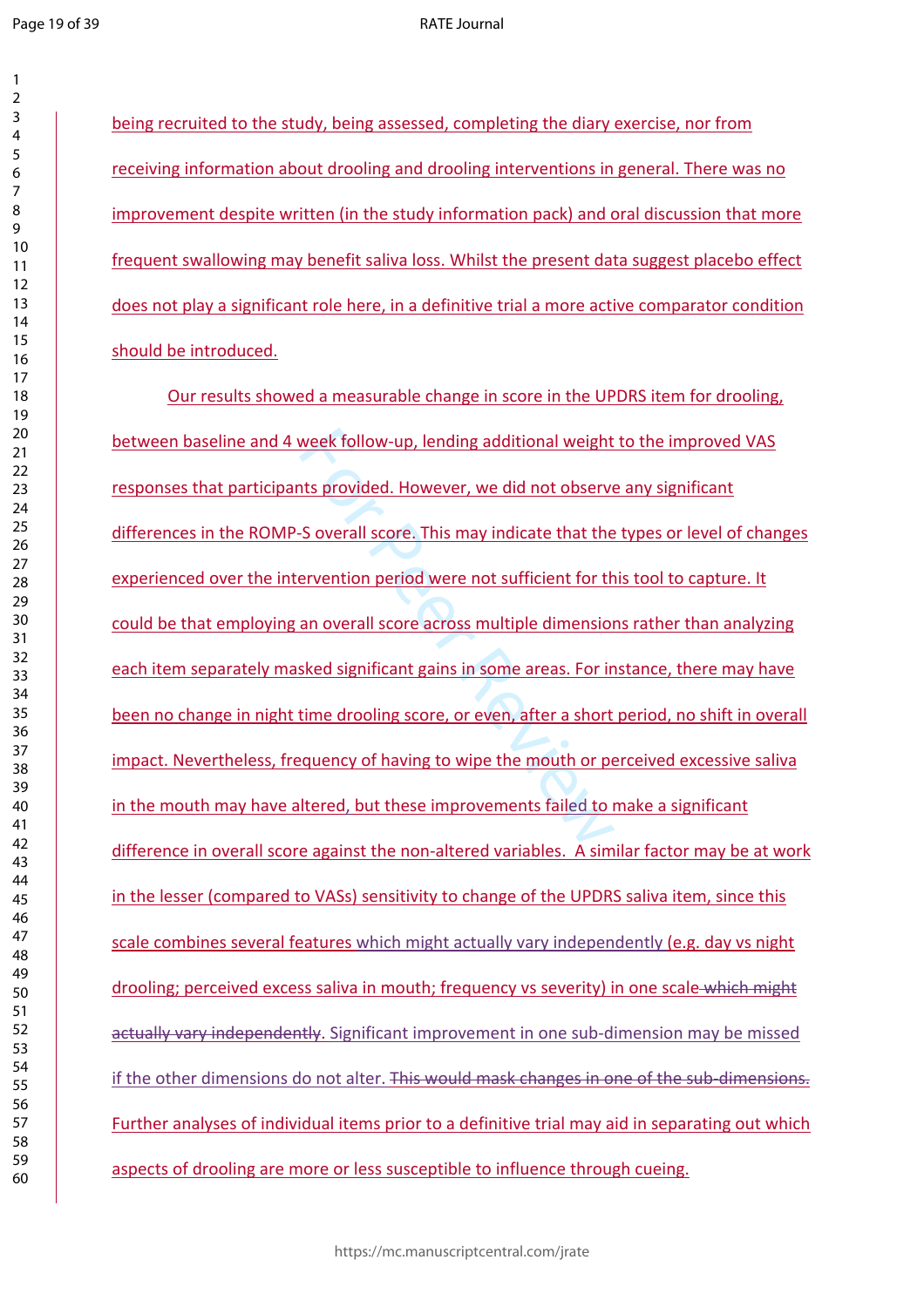being recruited to the study, being assessed, completing the diary exercise, nor from receiving information about drooling and drooling interventions in general. There was no improvement despite written (in the study information pack) and oral discussion that more frequent swallowing may benefit saliva loss. Whilst the present data suggest placebo effect does not play a significant role here, in a definitive trial a more active comparator condition should be introduced.

Our results showed a measurable change in score in the UPDRS item for drooling, between baseline and 4 week follow-up, lending additional weight to the improved VAS responses that participants provided. However, we did not observe any significant differences in the ROMP-S overall score. This may indicate that the types or level of changes experienced over the intervention period were not sufficient for this tool to capture. It could be that employing an overall score across multiple dimensions rather than analyzing each item separately masked significant gains in some areas. For instance, there may have been no change in night time drooling score, or even, after a short period, no shift in overall impact. Nevertheless, frequency of having to wipe the mouth or perceived excessive saliva in the mouth may have altered, but these improvements failed to make a significant difference in overall score against the non-altered variables. A similar factor may be at work in the lesser (compared to VASs) sensitivity to change of the UPDRS saliva item, since this scale combines several features which might actually vary independently (e.g. day vs night drooling; perceived excess saliva in mouth; frequency vs severity) in one scale ~~which might actually vary independently~~. Significant improvement in one sub-dimension may be missed if the other dimensions do not alter. ~~This would mask changes in one of the sub-dimensions.~~ Further analyses of individual items prior to a definitive trial may aid in separating out which aspects of drooling are more or less susceptible to influence through cueing.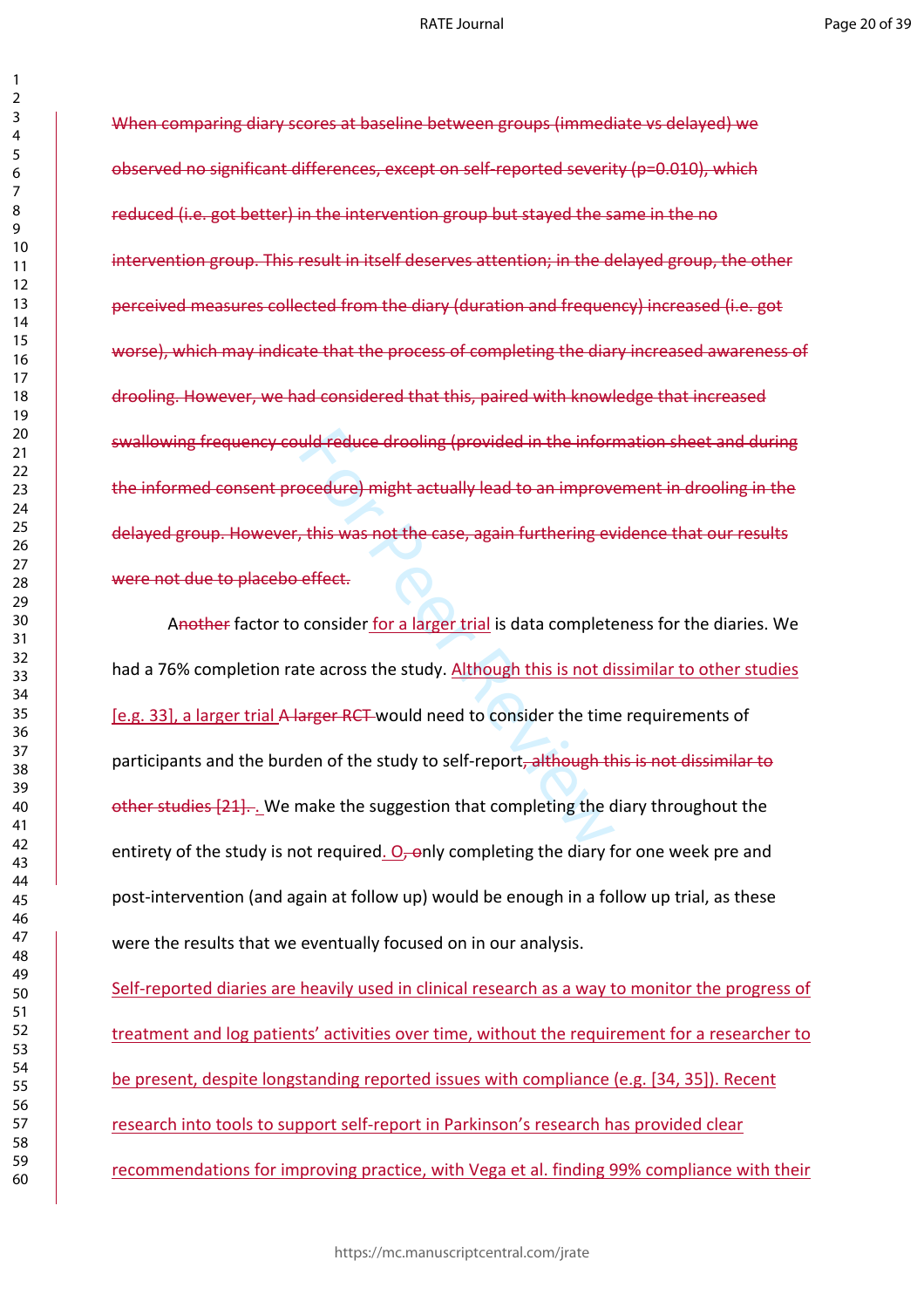~~When comparing diary scores at baseline between groups (immediate vs delayed) we observed no significant differences, except on self-reported severity (p=0.010), which reduced (i.e. got better) in the intervention group but stayed the same in the no intervention group. This result in itself deserves attention; in the delayed group, the other perceived measures collected from the diary (duration and frequency) increased (i.e. got worse), which may indicate that the process of completing the diary increased awareness of drooling. However, we had considered that this, paired with knowledge that increased swallowing frequency could reduce drooling (provided in the information sheet and during the informed consent procedure) might actually lead to an improvement in drooling in the delayed group. However, this was not the case, again furthering evidence that our results were not due to placebo effect.~~

A~~nother~~ factor to consider for a larger trial is data completeness for the diaries. We had a 76% completion rate across the study. Although this is not dissimilar to other studies [e.g. 33], a larger trial ~~A larger RCT~~ would need to consider the time requirements of participants and the burden of the study to self-report~~, although this is not dissimilar to other studies [21].~~ . We make the suggestion that completing the diary throughout the entirety of the study is not required. O~~, o~~nly completing the diary for one week pre and post-intervention (and again at follow up) would be enough in a follow up trial, as these were the results that we eventually focused on in our analysis.

Self-reported diaries are heavily used in clinical research as a way to monitor the progress of treatment and log patients' activities over time, without the requirement for a researcher to be present, despite longstanding reported issues with compliance (e.g. [34, 35]). Recent research into tools to support self-report in Parkinson's research has provided clear recommendations for improving practice, with Vega et al. finding 99% compliance with their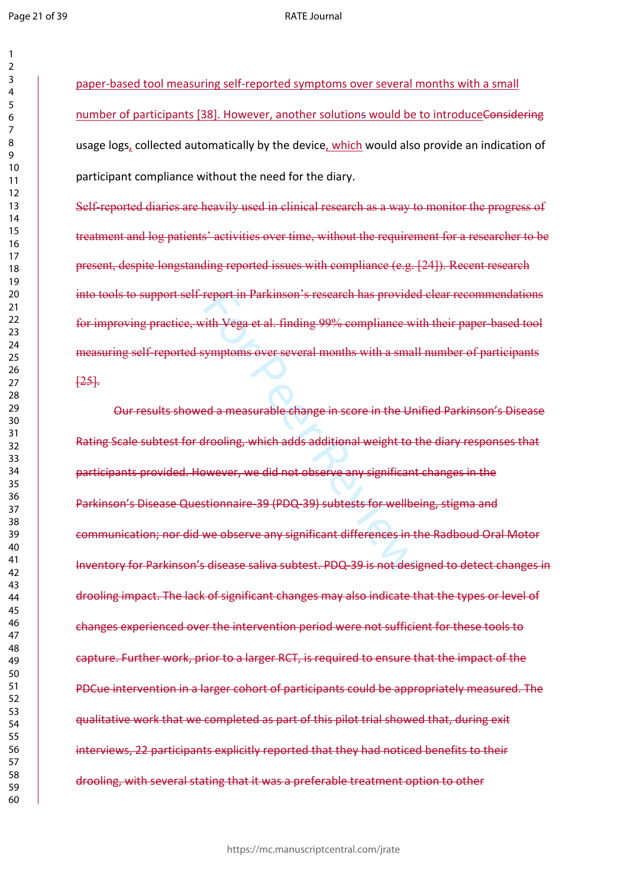paper-based tool measuring self-reported symptoms over several months with a small number of participants [38]. However, another solution~~s~~ would be to introduce~~Considering~~ usage logs, collected automatically by the device, which would also provide an indication of participant compliance without the need for the diary.

~~Self-reported diaries are heavily used in clinical research as a way to monitor the progress of treatment and log patients' activities over time, without the requirement for a researcher to be present, despite longstanding reported issues with compliance (e.g. [24]). Recent research into tools to support self-report in Parkinson's research has provided clear recommendations for improving practice, with Vega et al. finding 99% compliance with their paper-based tool measuring self-reported symptoms over several months with a small number of participants [25].~~

~~Our results showed a measurable change in score in the Unified Parkinson's Disease Rating Scale subtest for drooling, which adds additional weight to the diary responses that participants provided. However, we did not observe any significant changes in the Parkinson's Disease Questionnaire-39 (PDQ-39) subtests for wellbeing, stigma and communication; nor did we observe any significant differences in the Radboud Oral Motor Inventory for Parkinson's disease saliva subtest. PDQ-39 is not designed to detect changes in drooling impact. The lack of significant changes may also indicate that the types or level of changes experienced over the intervention period were not sufficient for these tools to capture. Further work, prior to a larger RCT, is required to ensure that the impact of the PDCue intervention in a larger cohort of participants could be appropriately measured. The qualitative work that we completed as part of this pilot trial showed that, during exit interviews, 22 participants explicitly reported that they had noticed benefits to their drooling, with several stating that it was a preferable treatment option to other~~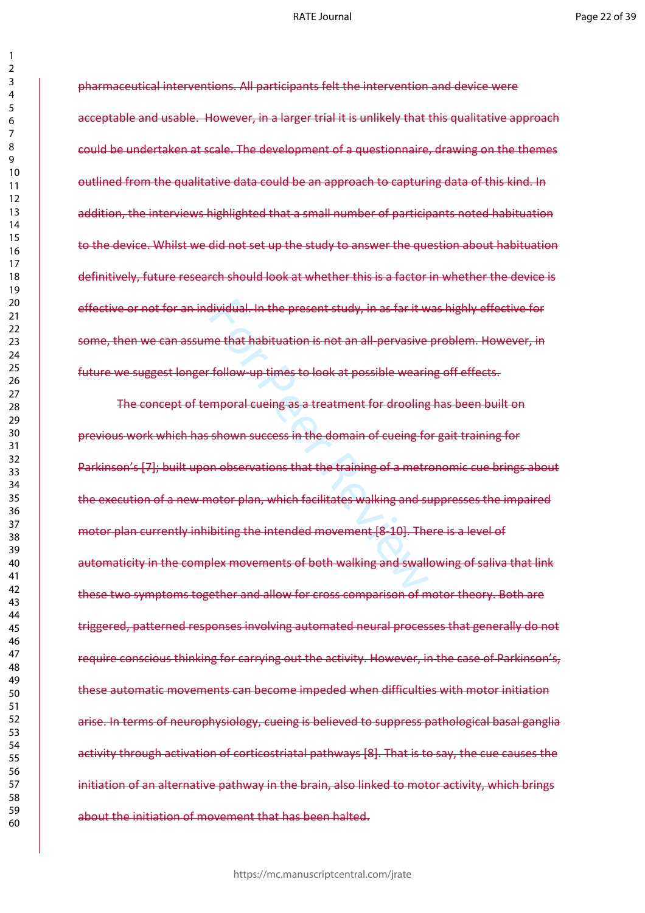pharmaceutical interventions. All participants felt the intervention and device were acceptable and usable.  However, in a larger trial it is unlikely that this qualitative approach could be undertaken at scale. The development of a questionnaire, drawing on the themes outlined from the qualitative data could be an approach to capturing data of this kind. In addition, the interviews highlighted that a small number of participants noted habituation to the device. Whilst we did not set up the study to answer the question about habituation definitively, future research should look at whether this is a factor in whether the device is effective or not for an individual. In the present study, in as far it was highly effective for some, then we can assume that habituation is not an all-pervasive problem. However, in future we suggest longer follow-up times to look at possible wearing off effects.

The concept of temporal cueing as a treatment for drooling has been built on previous work which has shown success in the domain of cueing for gait training for Parkinson's [7]; built upon observations that the training of a metronomic cue brings about the execution of a new motor plan, which facilitates walking and suppresses the impaired motor plan currently inhibiting the intended movement [8-10]. There is a level of automaticity in the complex movements of both walking and swallowing of saliva that link these two symptoms together and allow for cross comparison of motor theory. Both are triggered, patterned responses involving automated neural processes that generally do not require conscious thinking for carrying out the activity. However, in the case of Parkinson's, these automatic movements can become impeded when difficulties with motor initiation arise. In terms of neurophysiology, cueing is believed to suppress pathological basal ganglia activity through activation of corticostriatal pathways [8]. That is to say, the cue causes the initiation of an alternative pathway in the brain, also linked to motor activity, which brings about the initiation of movement that has been halted.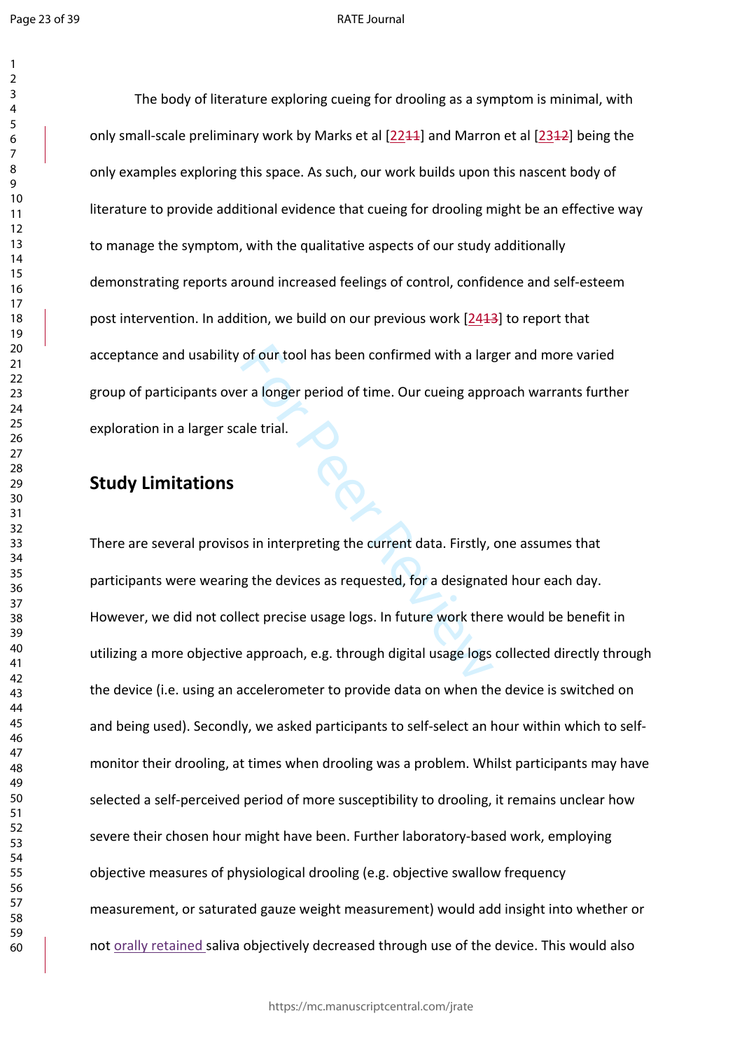The body of literature exploring cueing for drooling as a symptom is minimal, with only small-scale preliminary work by Marks et al [22~~11~~] and Marron et al [23~~12~~] being the only examples exploring this space. As such, our work builds upon this nascent body of literature to provide additional evidence that cueing for drooling might be an effective way to manage the symptom, with the qualitative aspects of our study additionally demonstrating reports around increased feelings of control, confidence and self-esteem post intervention. In addition, we build on our previous work [24~~13~~] to report that acceptance and usability of our tool has been confirmed with a larger and more varied group of participants over a longer period of time. Our cueing approach warrants further exploration in a larger scale trial.

## Study Limitations

There are several provisos in interpreting the current data. Firstly, one assumes that participants were wearing the devices as requested, for a designated hour each day. However, we did not collect precise usage logs. In future work there would be benefit in utilizing a more objective approach, e.g. through digital usage logs collected directly through the device (i.e. using an accelerometer to provide data on when the device is switched on and being used). Secondly, we asked participants to self-select an hour within which to self-monitor their drooling, at times when drooling was a problem. Whilst participants may have selected a self-perceived period of more susceptibility to drooling, it remains unclear how severe their chosen hour might have been. Further laboratory-based work, employing objective measures of physiological drooling (e.g. objective swallow frequency measurement, or saturated gauze weight measurement) would add insight into whether or not orally retained saliva objectively decreased through use of the device. This would also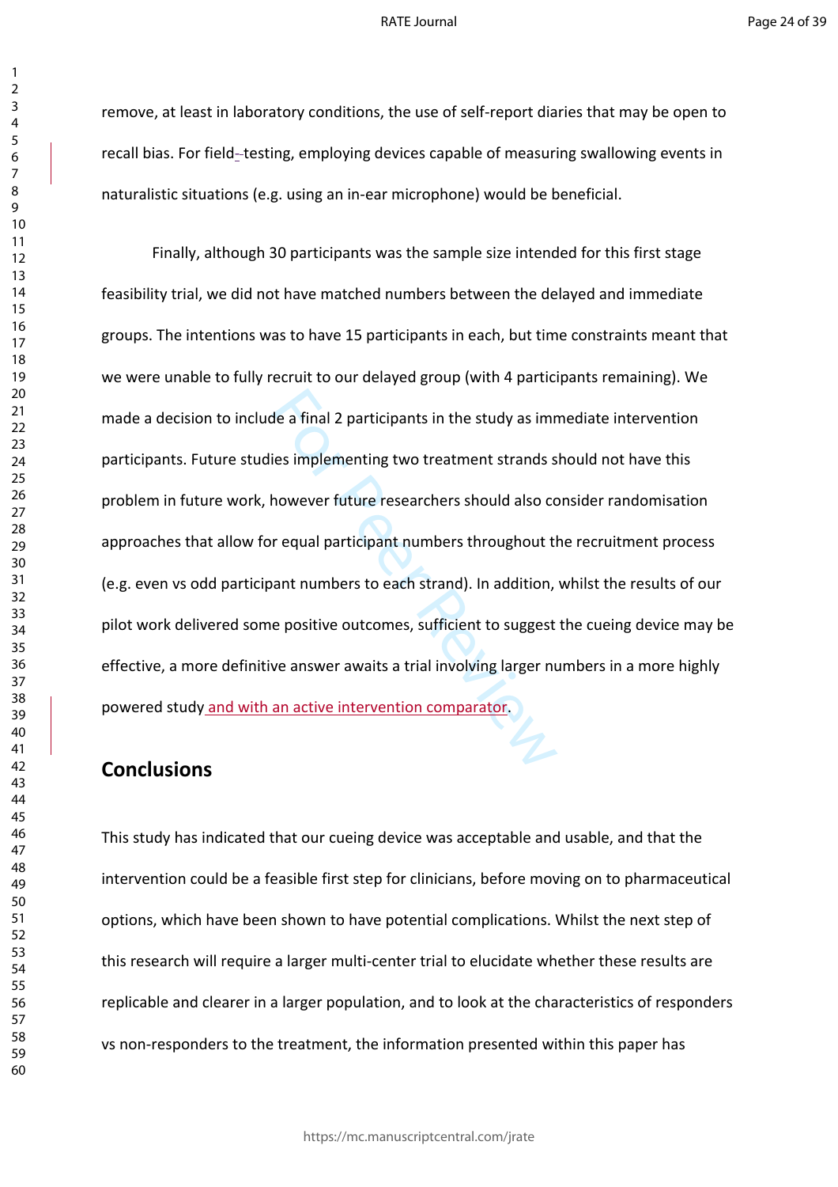remove, at least in laboratory conditions, the use of self-report diaries that may be open to recall bias. For field-testing, employing devices capable of measuring swallowing events in naturalistic situations (e.g. using an in-ear microphone) would be beneficial.

Finally, although 30 participants was the sample size intended for this first stage feasibility trial, we did not have matched numbers between the delayed and immediate groups. The intentions was to have 15 participants in each, but time constraints meant that we were unable to fully recruit to our delayed group (with 4 participants remaining). We made a decision to include a final 2 participants in the study as immediate intervention participants. Future studies implementing two treatment strands should not have this problem in future work, however future researchers should also consider randomisation approaches that allow for equal participant numbers throughout the recruitment process (e.g. even vs odd participant numbers to each strand). In addition, whilst the results of our pilot work delivered some positive outcomes, sufficient to suggest the cueing device may be effective, a more definitive answer awaits a trial involving larger numbers in a more highly powered study and with an active intervention comparator.

## Conclusions

This study has indicated that our cueing device was acceptable and usable, and that the intervention could be a feasible first step for clinicians, before moving on to pharmaceutical options, which have been shown to have potential complications. Whilst the next step of this research will require a larger multi-center trial to elucidate whether these results are replicable and clearer in a larger population, and to look at the characteristics of responders vs non-responders to the treatment, the information presented within this paper has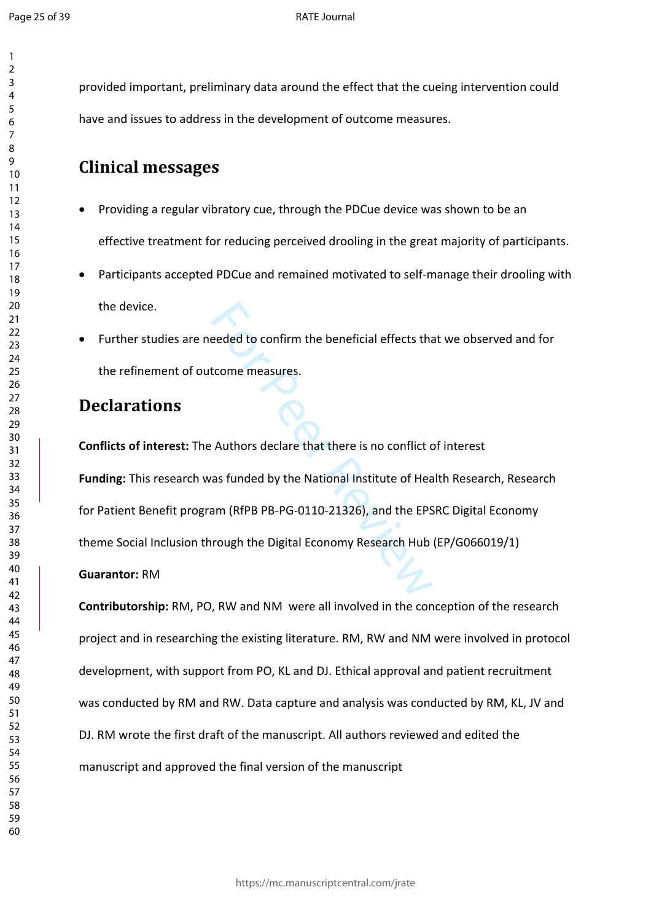provided important, preliminary data around the effect that the cueing intervention could have and issues to address in the development of outcome measures.

## Clinical messages

- Providing a regular vibratory cue, through the PDCue device was shown to be an effective treatment for reducing perceived drooling in the great majority of participants.
- Participants accepted PDCue and remained motivated to self-manage their drooling with the device.
- Further studies are needed to confirm the beneficial effects that we observed and for the refinement of outcome measures.

## Declarations

**Conflicts of interest:** The Authors declare that there is no conflict of interest

**Funding:** This research was funded by the National Institute of Health Research, Research for Patient Benefit program (RfPB PB-PG-0110-21326), and the EPSRC Digital Economy theme Social Inclusion through the Digital Economy Research Hub (EP/G066019/1)

**Guarantor:** RM

**Contributorship:** RM, PO, RW and NM were all involved in the conception of the research project and in researching the existing literature. RM, RW and NM were involved in protocol development, with support from PO, KL and DJ. Ethical approval and patient recruitment was conducted by RM and RW. Data capture and analysis was conducted by RM, KL, JV and DJ. RM wrote the first draft of the manuscript. All authors reviewed and edited the manuscript and approved the final version of the manuscript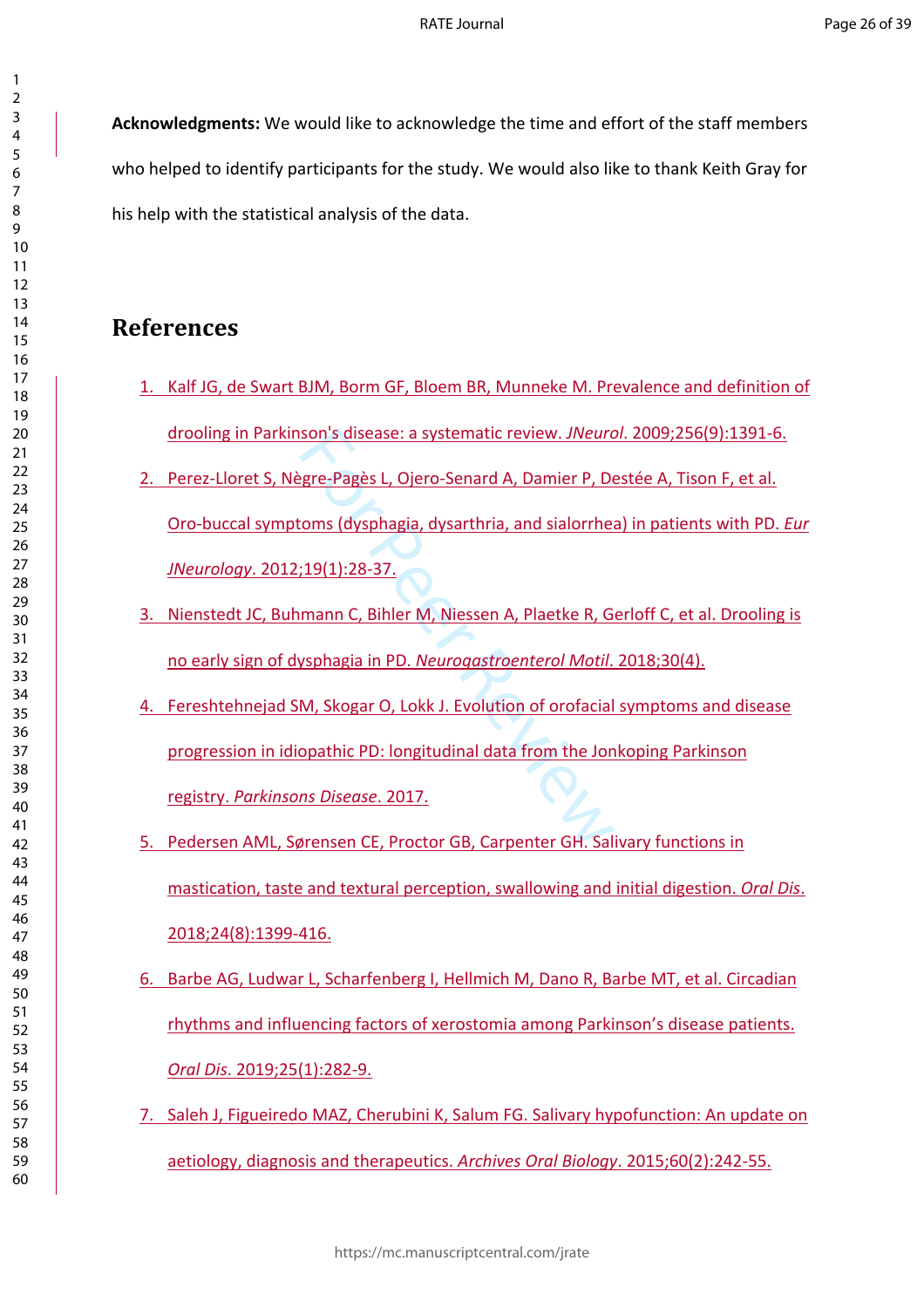**Acknowledgments:** We would like to acknowledge the time and effort of the staff members who helped to identify participants for the study. We would also like to thank Keith Gray for his help with the statistical analysis of the data.

# References

1. Kalf JG, de Swart BJM, Borm GF, Bloem BR, Munneke M. Prevalence and definition of drooling in Parkinson's disease: a systematic review. *JNeurol*. 2009;256(9):1391-6.
2. Perez-Lloret S, Nègre-Pagès L, Ojero-Senard A, Damier P, Destée A, Tison F, et al. Oro-buccal symptoms (dysphagia, dysarthria, and sialorrhea) in patients with PD. *Eur JNeurology*. 2012;19(1):28-37.
3. Nienstedt JC, Buhmann C, Bihler M, Niessen A, Plaetke R, Gerloff C, et al. Drooling is no early sign of dysphagia in PD. *Neurogastroenterol Motil*. 2018;30(4).
4. Fereshtehnejad SM, Skogar O, Lokk J. Evolution of orofacial symptoms and disease progression in idiopathic PD: longitudinal data from the Jonkoping Parkinson registry. *Parkinsons Disease*. 2017.
5. Pedersen AML, Sørensen CE, Proctor GB, Carpenter GH. Salivary functions in mastication, taste and textural perception, swallowing and initial digestion. *Oral Dis*. 2018;24(8):1399-416.
6. Barbe AG, Ludwar L, Scharfenberg I, Hellmich M, Dano R, Barbe MT, et al. Circadian rhythms and influencing factors of xerostomia among Parkinson's disease patients. *Oral Dis*. 2019;25(1):282-9.
7. Saleh J, Figueiredo MAZ, Cherubini K, Salum FG. Salivary hypofunction: An update on aetiology, diagnosis and therapeutics. *Archives Oral Biology*. 2015;60(2):242-55.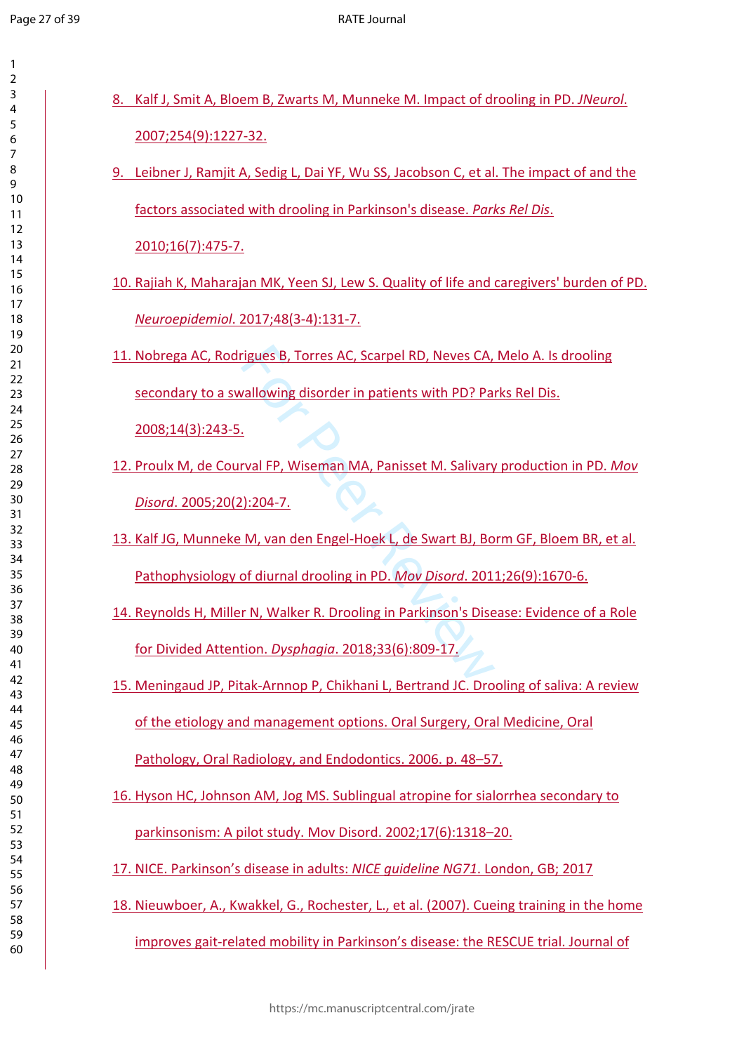8. Kalf J, Smit A, Bloem B, Zwarts M, Munneke M. Impact of drooling in PD. *JNeurol.* 2007;254(9):1227-32.

9. Leibner J, Ramjit A, Sedig L, Dai YF, Wu SS, Jacobson C, et al. The impact of and the factors associated with drooling in Parkinson's disease. *Parks Rel Dis.* 2010;16(7):475-7.

10. Rajiah K, Maharajan MK, Yeen SJ, Lew S. Quality of life and caregivers' burden of PD. *Neuroepidemiol.* 2017;48(3-4):131-7.

11. Nobrega AC, Rodrigues B, Torres AC, Scarpel RD, Neves CA, Melo A. Is drooling secondary to a swallowing disorder in patients with PD? Parks Rel Dis. 2008;14(3):243-5.

12. Proulx M, de Courval FP, Wiseman MA, Panisset M. Salivary production in PD. *Mov Disord.* 2005;20(2):204-7.

13. Kalf JG, Munneke M, van den Engel-Hoek L, de Swart BJ, Borm GF, Bloem BR, et al. Pathophysiology of diurnal drooling in PD. *Mov Disord.* 2011;26(9):1670-6.

14. Reynolds H, Miller N, Walker R. Drooling in Parkinson's Disease: Evidence of a Role for Divided Attention. *Dysphagia.* 2018;33(6):809-17.

15. Meningaud JP, Pitak-Arnnop P, Chikhani L, Bertrand JC. Drooling of saliva: A review of the etiology and management options. Oral Surgery, Oral Medicine, Oral Pathology, Oral Radiology, and Endodontics. 2006. p. 48–57.

16. Hyson HC, Johnson AM, Jog MS. Sublingual atropine for sialorrhea secondary to parkinsonism: A pilot study. Mov Disord. 2002;17(6):1318–20.

17. NICE. Parkinson's disease in adults: *NICE guideline NG71.* London, GB; 2017

18. Nieuwboer, A., Kwakkel, G., Rochester, L., et al. (2007). Cueing training in the home improves gait-related mobility in Parkinson's disease: the RESCUE trial. Journal of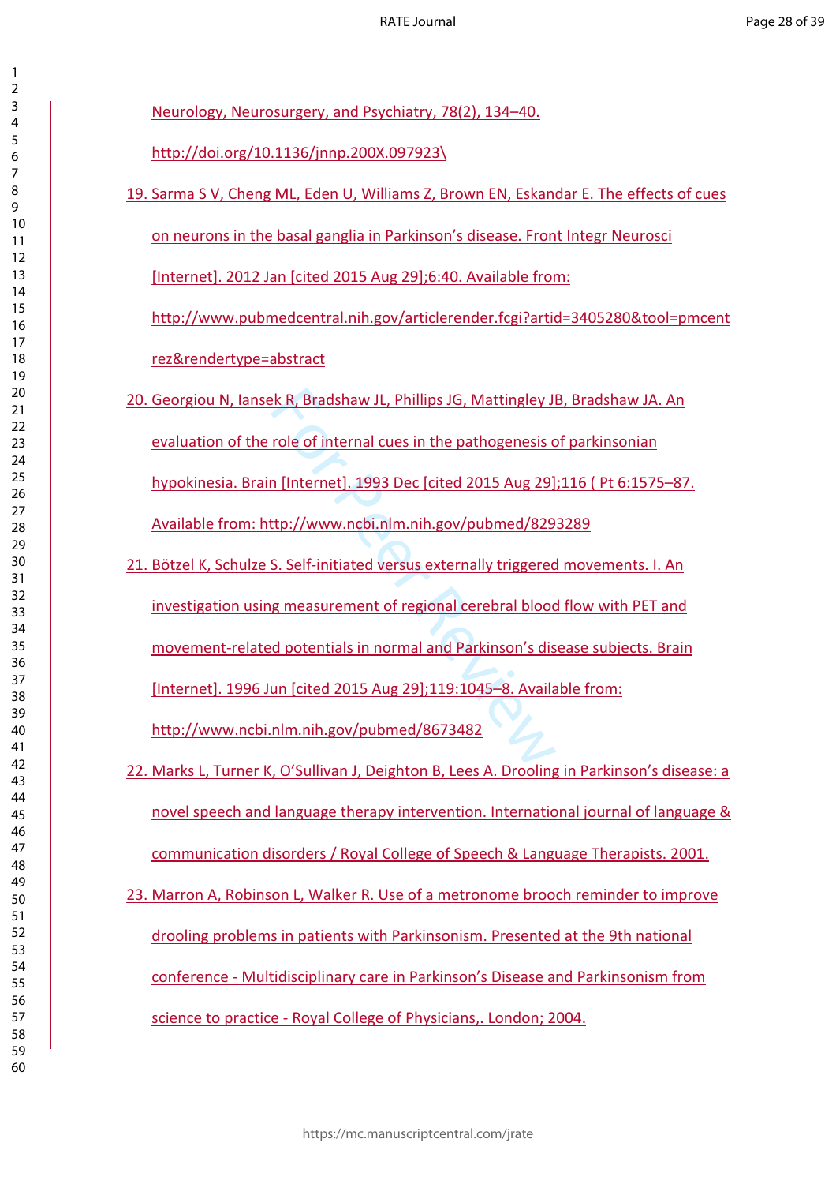Neurology, Neurosurgery, and Psychiatry, 78(2), 134–40. http://doi.org/10.1136/jnnp.200X.097923\

19. Sarma S V, Cheng ML, Eden U, Williams Z, Brown EN, Eskandar E. The effects of cues on neurons in the basal ganglia in Parkinson's disease. Front Integr Neurosci [Internet]. 2012 Jan [cited 2015 Aug 29];6:40. Available from: http://www.pubmedcentral.nih.gov/articlerender.fcgi?artid=3405280&tool=pmcentrez&rendertype=abstract

20. Georgiou N, Iansek R, Bradshaw JL, Phillips JG, Mattingley JB, Bradshaw JA. An evaluation of the role of internal cues in the pathogenesis of parkinsonian hypokinesia. Brain [Internet]. 1993 Dec [cited 2015 Aug 29];116 ( Pt 6:1575–87. Available from: http://www.ncbi.nlm.nih.gov/pubmed/8293289

21. Bötzel K, Schulze S. Self-initiated versus externally triggered movements. I. An investigation using measurement of regional cerebral blood flow with PET and movement-related potentials in normal and Parkinson's disease subjects. Brain [Internet]. 1996 Jun [cited 2015 Aug 29];119:1045–8. Available from: http://www.ncbi.nlm.nih.gov/pubmed/8673482

22. Marks L, Turner K, O'Sullivan J, Deighton B, Lees A. Drooling in Parkinson's disease: a novel speech and language therapy intervention. International journal of language & communication disorders / Royal College of Speech & Language Therapists. 2001.

23. Marron A, Robinson L, Walker R. Use of a metronome brooch reminder to improve drooling problems in patients with Parkinsonism. Presented at the 9th national conference - Multidisciplinary care in Parkinson's Disease and Parkinsonism from science to practice - Royal College of Physicians,. London; 2004.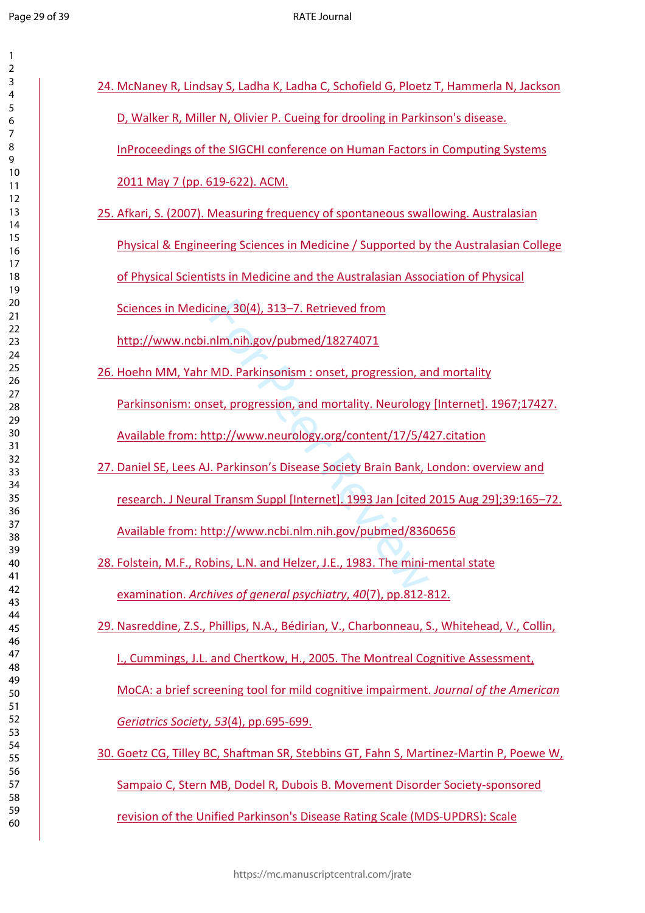24. McNaney R, Lindsay S, Ladha K, Ladha C, Schofield G, Ploetz T, Hammerla N, Jackson D, Walker R, Miller N, Olivier P. Cueing for drooling in Parkinson's disease. InProceedings of the SIGCHI conference on Human Factors in Computing Systems 2011 May 7 (pp. 619-622). ACM.

25. Afkari, S. (2007). Measuring frequency of spontaneous swallowing. Australasian Physical & Engineering Sciences in Medicine / Supported by the Australasian College of Physical Scientists in Medicine and the Australasian Association of Physical Sciences in Medicine, 30(4), 313–7. Retrieved from http://www.ncbi.nlm.nih.gov/pubmed/18274071

26. Hoehn MM, Yahr MD. Parkinsonism : onset, progression, and mortality Parkinsonism: onset, progression, and mortality. Neurology [Internet]. 1967;17427. Available from: http://www.neurology.org/content/17/5/427.citation

27. Daniel SE, Lees AJ. Parkinson's Disease Society Brain Bank, London: overview and research. J Neural Transm Suppl [Internet]. 1993 Jan [cited 2015 Aug 29];39:165–72. Available from: http://www.ncbi.nlm.nih.gov/pubmed/8360656

28. Folstein, M.F., Robins, L.N. and Helzer, J.E., 1983. The mini-mental state examination. *Archives of general psychiatry*, *40*(7), pp.812-812.

29. Nasreddine, Z.S., Phillips, N.A., Bédirian, V., Charbonneau, S., Whitehead, V., Collin, I., Cummings, J.L. and Chertkow, H., 2005. The Montreal Cognitive Assessment, MoCA: a brief screening tool for mild cognitive impairment. *Journal of the American Geriatrics Society*, *53*(4), pp.695-699.

30. Goetz CG, Tilley BC, Shaftman SR, Stebbins GT, Fahn S, Martinez-Martin P, Poewe W, Sampaio C, Stern MB, Dodel R, Dubois B. Movement Disorder Society-sponsored revision of the Unified Parkinson's Disease Rating Scale (MDS-UPDRS): Scale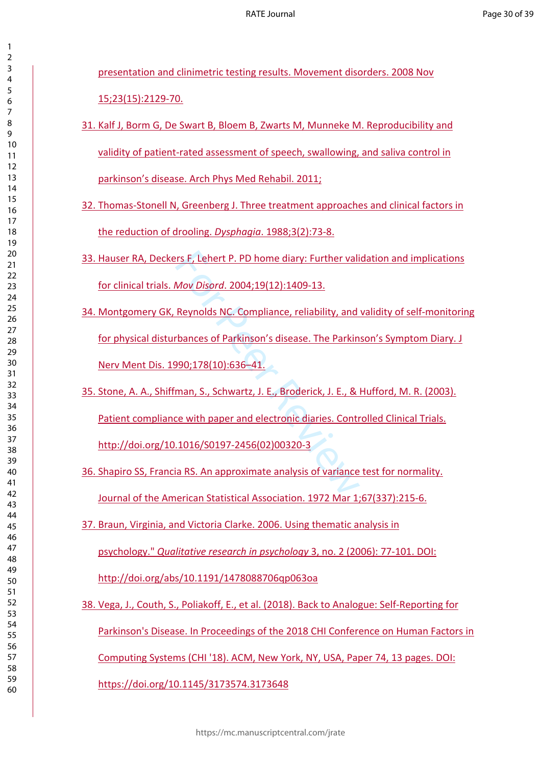presentation and clinimetric testing results. Movement disorders. 2008 Nov 15;23(15):2129-70.

31. Kalf J, Borm G, De Swart B, Bloem B, Zwarts M, Munneke M. Reproducibility and validity of patient-rated assessment of speech, swallowing, and saliva control in parkinson's disease. Arch Phys Med Rehabil. 2011;

32. Thomas-Stonell N, Greenberg J. Three treatment approaches and clinical factors in the reduction of drooling. *Dysphagia*. 1988;3(2):73-8.

33. Hauser RA, Deckers F, Lehert P. PD home diary: Further validation and implications for clinical trials. *Mov Disord*. 2004;19(12):1409-13.

34. Montgomery GK, Reynolds NC. Compliance, reliability, and validity of self-monitoring for physical disturbances of Parkinson's disease. The Parkinson's Symptom Diary. J Nerv Ment Dis. 1990;178(10):636–41.

35. Stone, A. A., Shiffman, S., Schwartz, J. E., Broderick, J. E., & Hufford, M. R. (2003). Patient compliance with paper and electronic diaries. Controlled Clinical Trials. http://doi.org/10.1016/S0197-2456(02)00320-3

36. Shapiro SS, Francia RS. An approximate analysis of variance test for normality. Journal of the American Statistical Association. 1972 Mar 1;67(337):215-6.

37. Braun, Virginia, and Victoria Clarke. 2006. Using thematic analysis in psychology." *Qualitative research in psychology* 3, no. 2 (2006): 77-101. DOI: http://doi.org/abs/10.1191/1478088706qp063oa

38. Vega, J., Couth, S., Poliakoff, E., et al. (2018). Back to Analogue: Self-Reporting for Parkinson's Disease. In Proceedings of the 2018 CHI Conference on Human Factors in Computing Systems (CHI '18). ACM, New York, NY, USA, Paper 74, 13 pages. DOI: https://doi.org/10.1145/3173574.3173648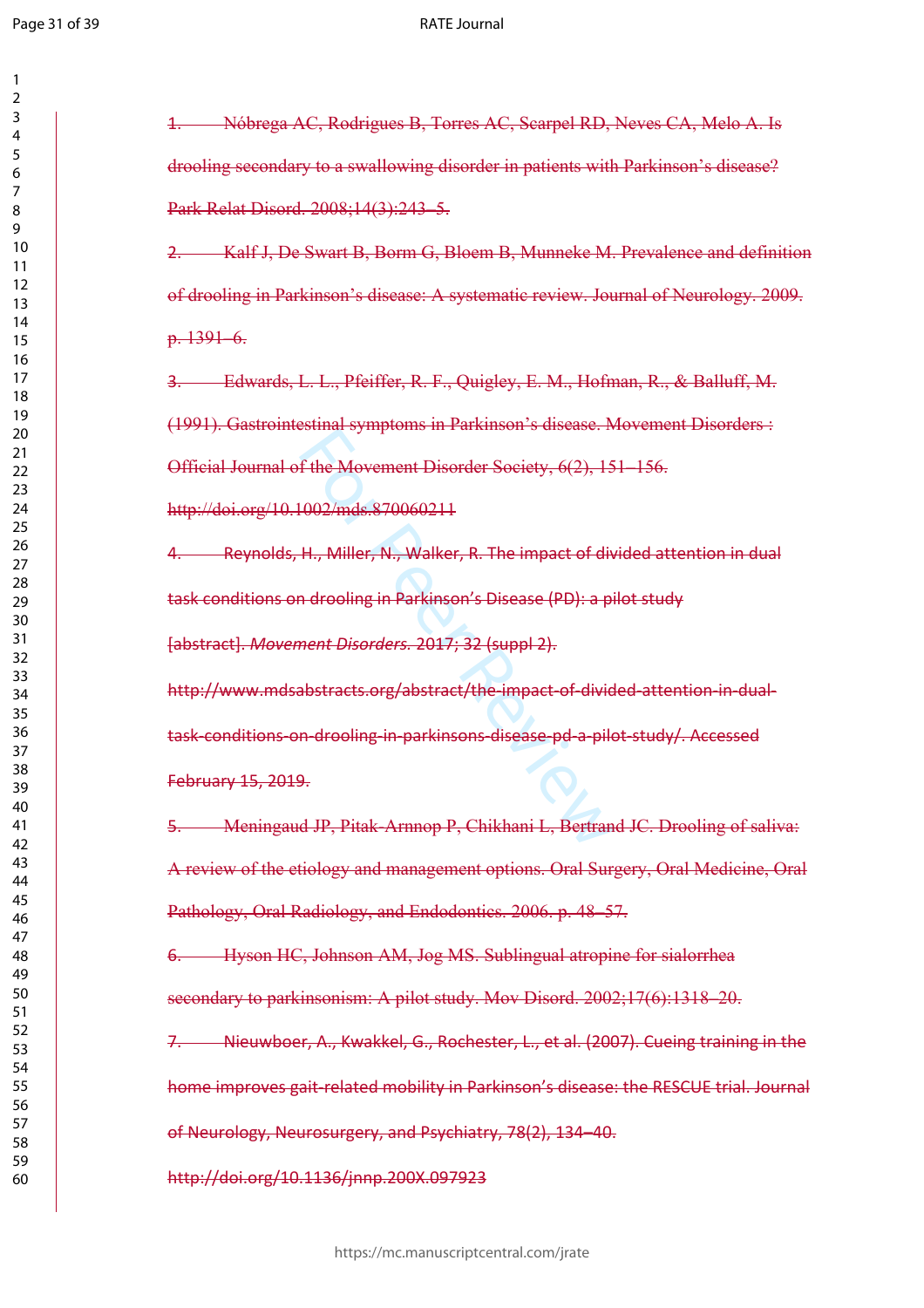~~1. Nóbrega AC, Rodrigues B, Torres AC, Scarpel RD, Neves CA, Melo A. Is drooling secondary to a swallowing disorder in patients with Parkinson's disease? Park Relat Disord. 2008;14(3):243–5.~~

~~2. Kalf J, De Swart B, Borm G, Bloem B, Munneke M. Prevalence and definition of drooling in Parkinson's disease: A systematic review. Journal of Neurology. 2009. p. 1391–6.~~

~~3. Edwards, L. L., Pfeiffer, R. F., Quigley, E. M., Hofman, R., & Balluff, M. (1991). Gastrointestinal symptoms in Parkinson's disease. Movement Disorders : Official Journal of the Movement Disorder Society, 6(2), 151–156. http://doi.org/10.1002/mds.870060211~~

~~4. Reynolds, H., Miller, N., Walker, R. The impact of divided attention in dual task conditions on drooling in Parkinson's Disease (PD): a pilot study [abstract]. *Movement Disorders.* 2017; 32 (suppl 2). http://www.mdsabstracts.org/abstract/the-impact-of-divided-attention-in-dual-task-conditions-on-drooling-in-parkinsons-disease-pd-a-pilot-study/. Accessed February 15, 2019.~~

~~5. Meningaud JP, Pitak-Arnnop P, Chikhani L, Bertrand JC. Drooling of saliva: A review of the etiology and management options. Oral Surgery, Oral Medicine, Oral Pathology, Oral Radiology, and Endodontics. 2006. p. 48–57.~~

~~6. Hyson HC, Johnson AM, Jog MS. Sublingual atropine for sialorrhea secondary to parkinsonism: A pilot study. Mov Disord. 2002;17(6):1318–20.~~

~~7. Nieuwboer, A., Kwakkel, G., Rochester, L., et al. (2007). Cueing training in the home improves gait-related mobility in Parkinson's disease: the RESCUE trial. Journal of Neurology, Neurosurgery, and Psychiatry, 78(2), 134–40. http://doi.org/10.1136/jnnp.200X.097923~~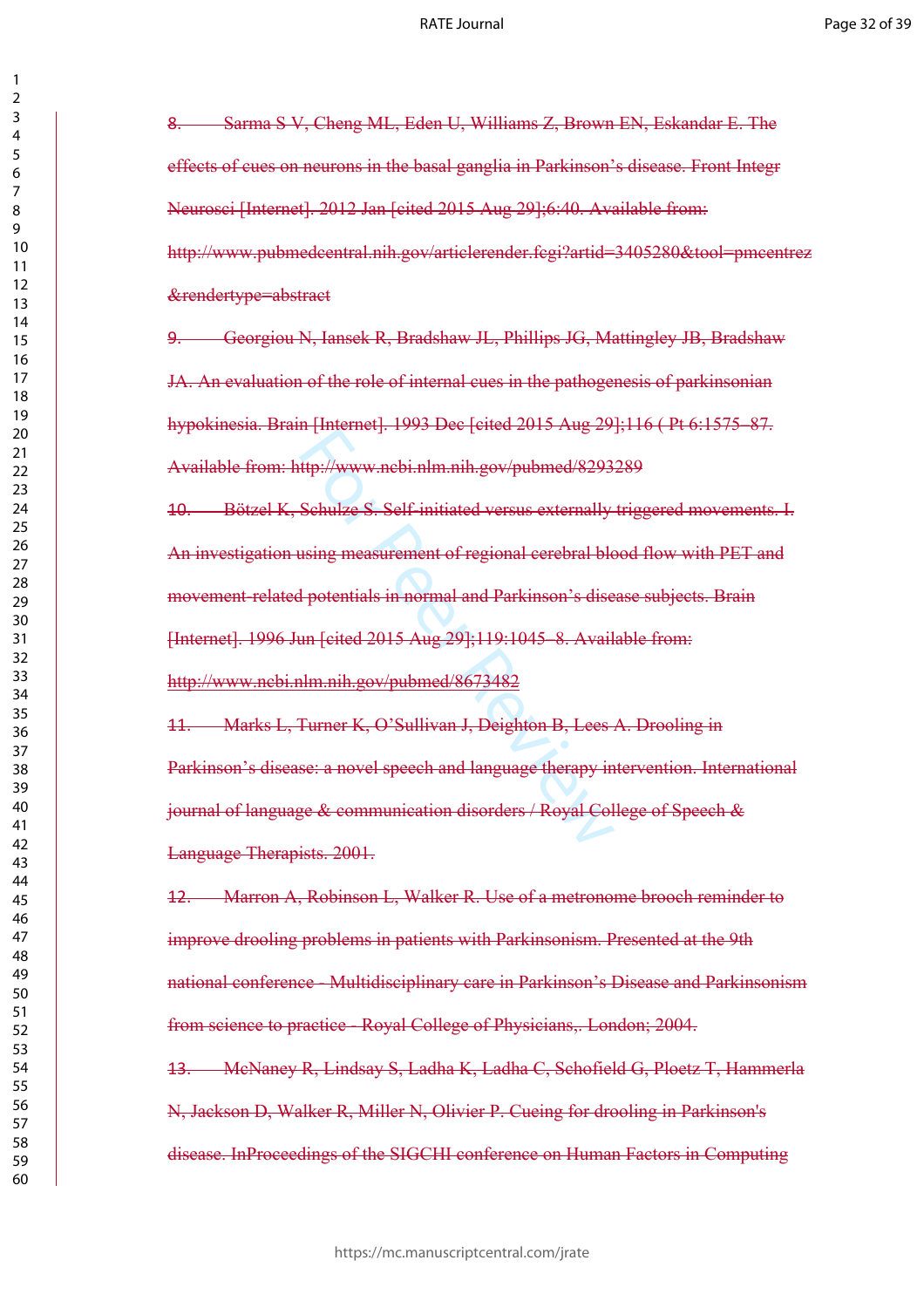~~8. Sarma S V, Cheng ML, Eden U, Williams Z, Brown EN, Eskandar E. The effects of cues on neurons in the basal ganglia in Parkinson's disease. Front Integr Neurosci [Internet]. 2012 Jan [cited 2015 Aug 29];6:40. Available from: http://www.pubmedcentral.nih.gov/articlerender.fcgi?artid=3405280&tool=pmcentrez&rendertype=abstract~~

~~9. Georgiou N, Iansek R, Bradshaw JL, Phillips JG, Mattingley JB, Bradshaw JA. An evaluation of the role of internal cues in the pathogenesis of parkinsonian hypokinesia. Brain [Internet]. 1993 Dec [cited 2015 Aug 29];116 ( Pt 6:1575–87. Available from: http://www.ncbi.nlm.nih.gov/pubmed/8293289~~

~~10. Bötzel K, Schulze S. Self-initiated versus externally triggered movements. I. An investigation using measurement of regional cerebral blood flow with PET and movement-related potentials in normal and Parkinson's disease subjects. Brain [Internet]. 1996 Jun [cited 2015 Aug 29];119:1045–8. Available from: http://www.ncbi.nlm.nih.gov/pubmed/8673482~~

~~11. Marks L, Turner K, O'Sullivan J, Deighton B, Lees A. Drooling in Parkinson's disease: a novel speech and language therapy intervention. International journal of language & communication disorders / Royal College of Speech & Language Therapists. 2001.~~

~~12. Marron A, Robinson L, Walker R. Use of a metronome brooch reminder to improve drooling problems in patients with Parkinsonism. Presented at the 9th national conference - Multidisciplinary care in Parkinson's Disease and Parkinsonism from science to practice - Royal College of Physicians,. London; 2004.~~

~~13. McNaney R, Lindsay S, Ladha K, Ladha C, Schofield G, Ploetz T, Hammerla N, Jackson D, Walker R, Miller N, Olivier P. Cueing for drooling in Parkinson's disease. InProceedings of the SIGCHI conference on Human Factors in Computing~~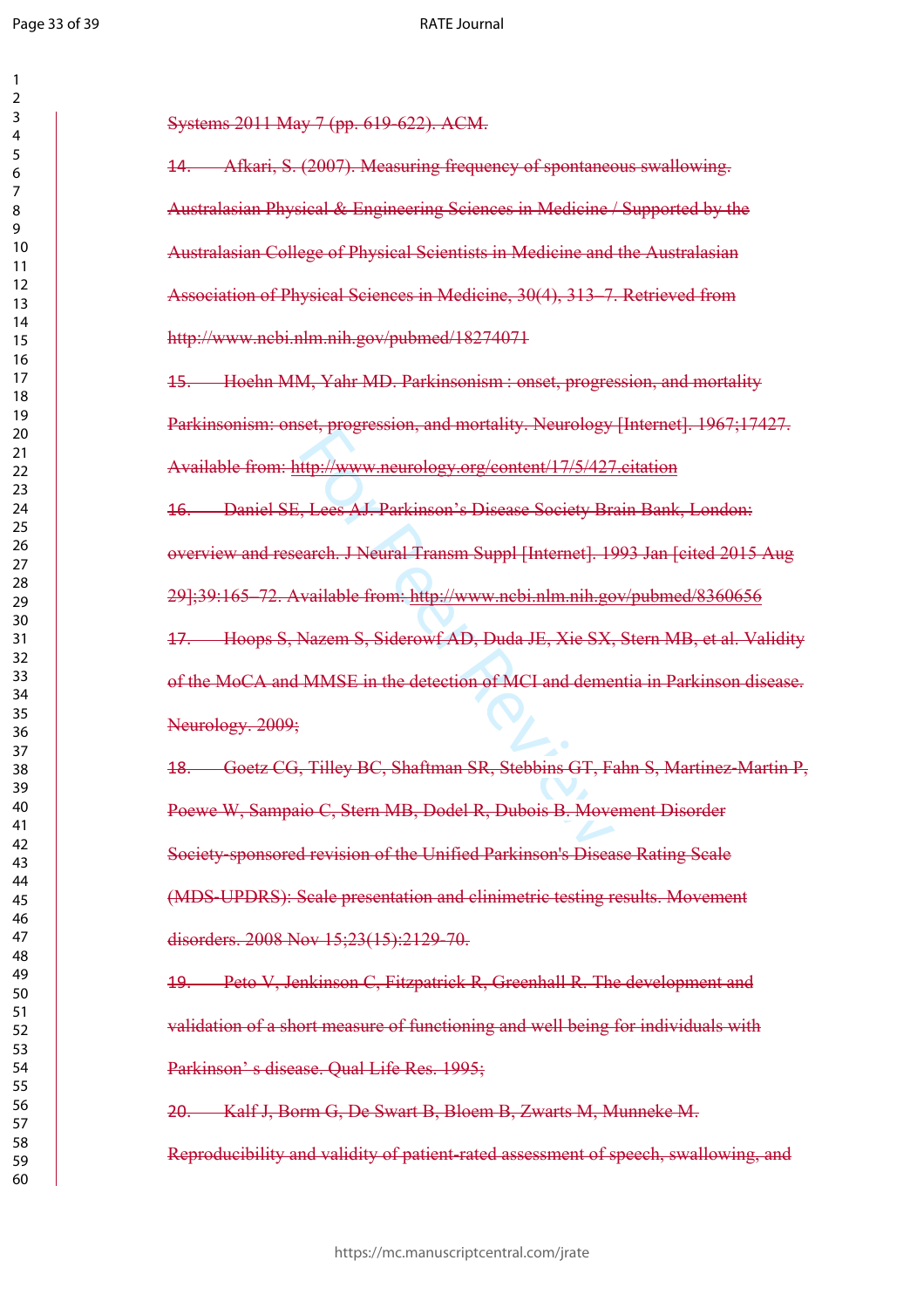Systems 2011 May 7 (pp. 619-622). ACM.

14. Afkari, S. (2007). Measuring frequency of spontaneous swallowing. Australasian Physical & Engineering Sciences in Medicine / Supported by the Australasian College of Physical Scientists in Medicine and the Australasian Association of Physical Sciences in Medicine, 30(4), 313–7. Retrieved from http://www.ncbi.nlm.nih.gov/pubmed/18274071

15. Hoehn MM, Yahr MD. Parkinsonism : onset, progression, and mortality Parkinsonism: onset, progression, and mortality. Neurology [Internet]. 1967;17427. Available from: http://www.neurology.org/content/17/5/427.citation

16. Daniel SE, Lees AJ. Parkinson's Disease Society Brain Bank, London: overview and research. J Neural Transm Suppl [Internet]. 1993 Jan [cited 2015 Aug 29];39:165–72. Available from: http://www.ncbi.nlm.nih.gov/pubmed/8360656

17. Hoops S, Nazem S, Siderowf AD, Duda JE, Xie SX, Stern MB, et al. Validity of the MoCA and MMSE in the detection of MCI and dementia in Parkinson disease. Neurology. 2009;

18. Goetz CG, Tilley BC, Shaftman SR, Stebbins GT, Fahn S, Martinez-Martin P, Poewe W, Sampaio C, Stern MB, Dodel R, Dubois B. Movement Disorder Society-sponsored revision of the Unified Parkinson's Disease Rating Scale (MDS-UPDRS): Scale presentation and clinimetric testing results. Movement disorders. 2008 Nov 15;23(15):2129-70.

19. Peto V, Jenkinson C, Fitzpatrick R, Greenhall R. The development and validation of a short measure of functioning and well being for individuals with Parkinson' s disease. Qual Life Res. 1995;

20. Kalf J, Borm G, De Swart B, Bloem B, Zwarts M, Munneke M. Reproducibility and validity of patient-rated assessment of speech, swallowing, and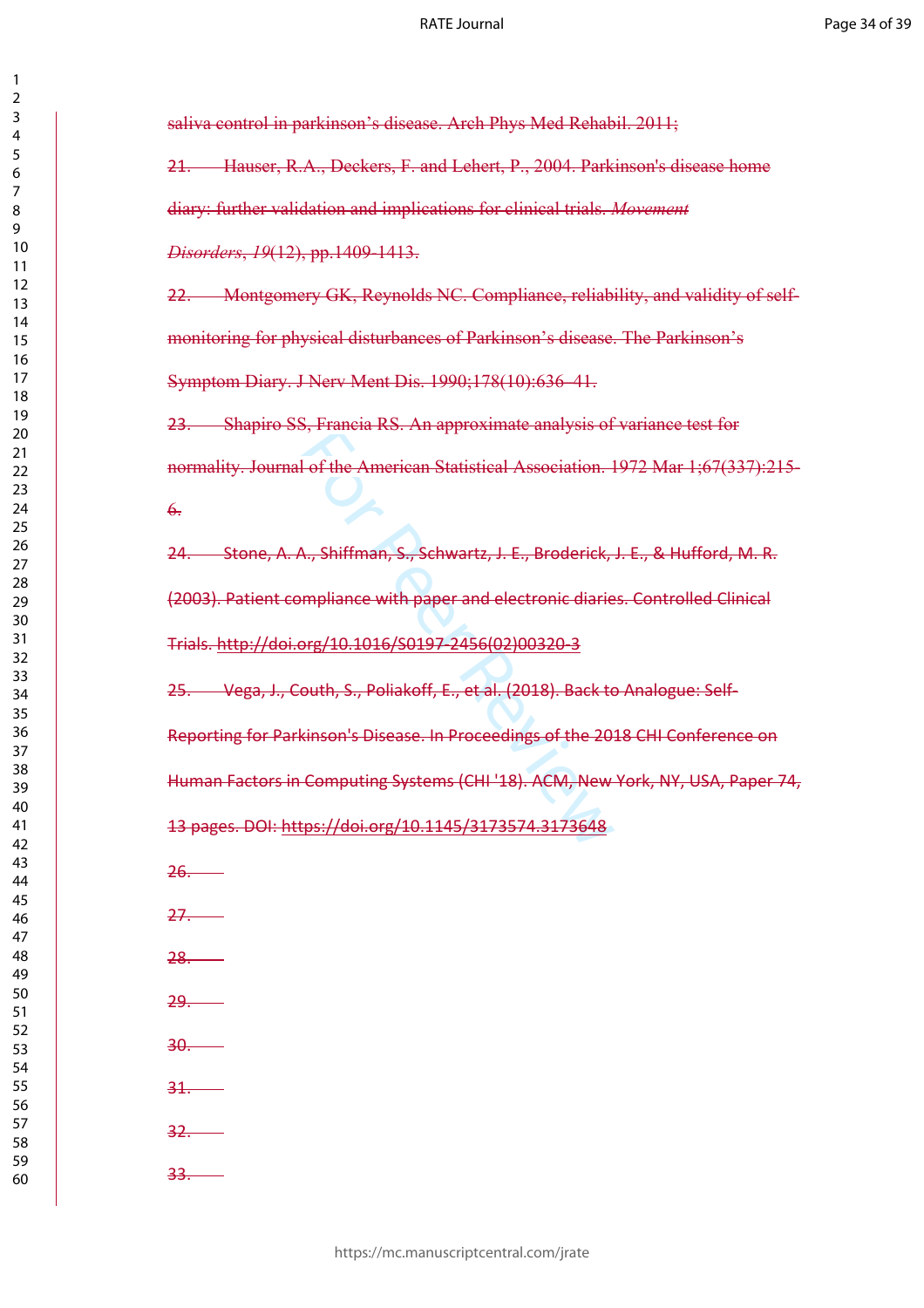saliva control in parkinson's disease. Arch Phys Med Rehabil. 2011;

21. Hauser, R.A., Deckers, F. and Lehert, P., 2004. Parkinson's disease home diary: further validation and implications for clinical trials. *Movement Disorders*, *19*(12), pp.1409-1413.

22. Montgomery GK, Reynolds NC. Compliance, reliability, and validity of self-monitoring for physical disturbances of Parkinson's disease. The Parkinson's Symptom Diary. J Nerv Ment Dis. 1990;178(10):636–41.

23. Shapiro SS, Francia RS. An approximate analysis of variance test for normality. Journal of the American Statistical Association. 1972 Mar 1;67(337):215-6.

24. Stone, A. A., Shiffman, S., Schwartz, J. E., Broderick, J. E., & Hufford, M. R. (2003). Patient compliance with paper and electronic diaries. Controlled Clinical Trials. http://doi.org/10.1016/S0197-2456(02)00320-3

25. Vega, J., Couth, S., Poliakoff, E., et al. (2018). Back to Analogue: Self-Reporting for Parkinson's Disease. In Proceedings of the 2018 CHI Conference on Human Factors in Computing Systems (CHI '18). ACM, New York, NY, USA, Paper 74, 13 pages. DOI: https://doi.org/10.1145/3173574.3173648

26.

27.

28.

29.

30.

31.

32.

33.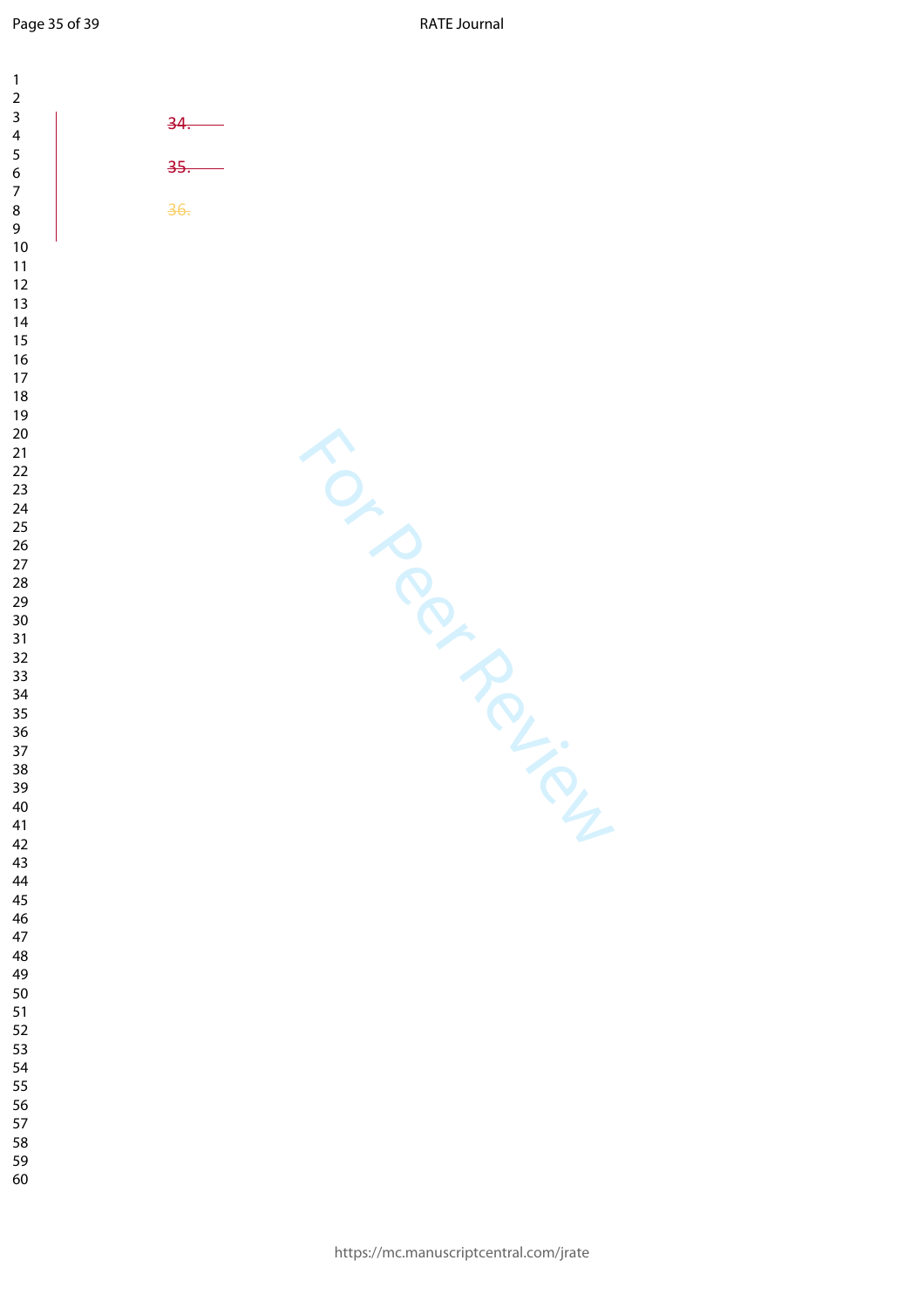~~34.~~

~~35.~~

~~36.~~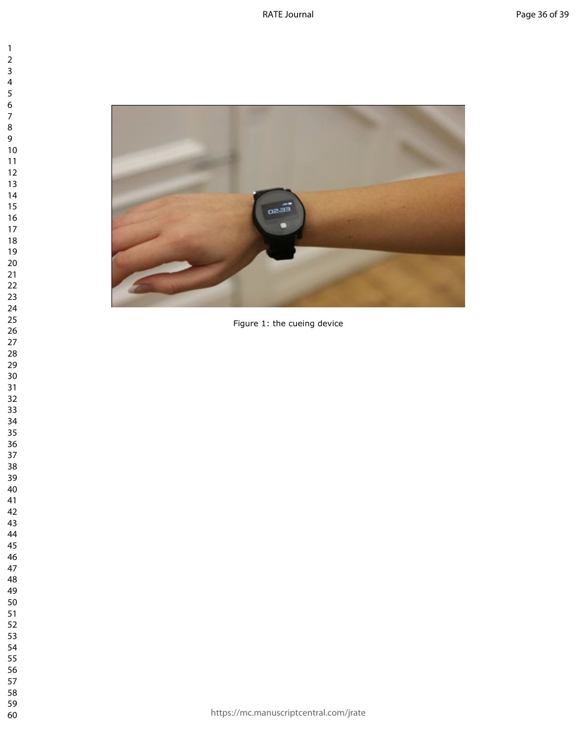Figure 1: the cueing device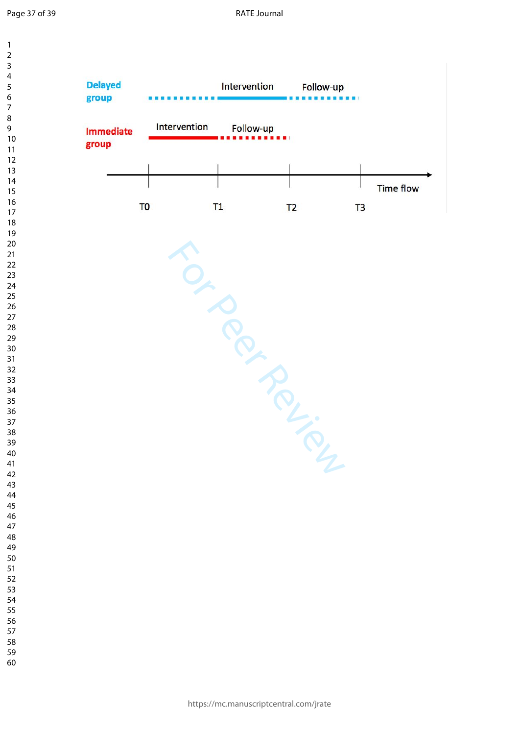Delayed group — Intervention — Follow-up

Immediate group — Intervention — Follow-up

T0 T1 T2 T3 — Time flow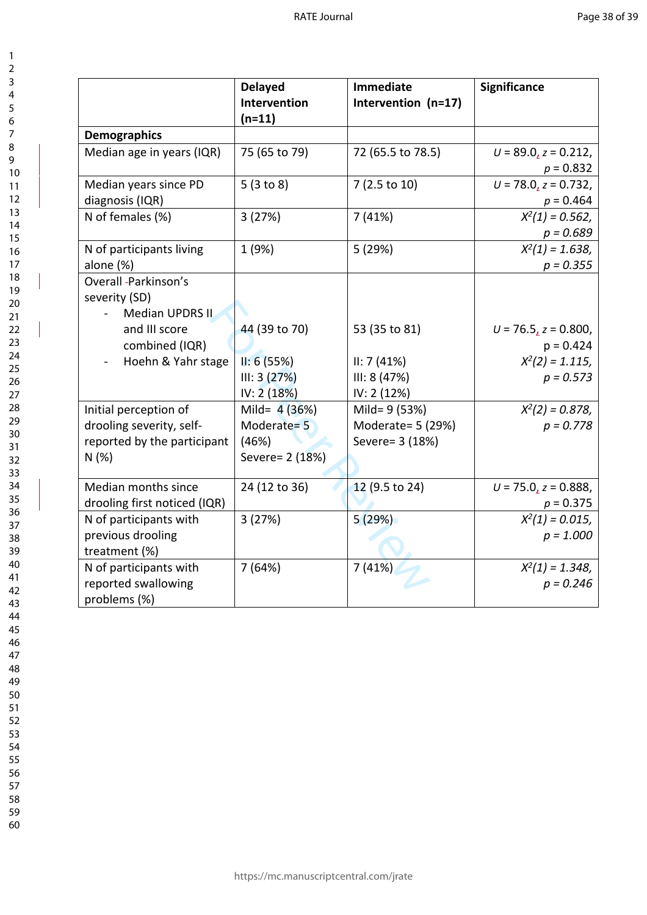| | **Delayed Intervention (n=11)** | **Immediate Intervention (n=17)** | **Significance** |
|---|---|---|---|
| **Demographics** | | | |
| Median age in years (IQR) | 75 (65 to 79) | 72 (65.5 to 78.5) | $U$ = 89.0, $z$ = 0.212, $p$ = 0.832 |
| Median years since PD diagnosis (IQR) | 5 (3 to 8) | 7 (2.5 to 10) | $U$ = 78.0, $z$ = 0.732, $p$ = 0.464 |
| N of females (%) | 3 (27%) | 7 (41%) | $X^2(1)$ = 0.562, $p$ = 0.689 |
| N of participants living alone (%) | 1 (9%) | 5 (29%) | $X^2(1)$ = 1.638, $p$ = 0.355 |
| Overall Parkinson's severity (SD)<br>- Median UPDRS II and III score combined (IQR)<br>- Hoehn & Yahr stage | <br>44 (39 to 70)<br><br>II: 6 (55%)<br>III: 3 (27%)<br>IV: 2 (18%) | <br>53 (35 to 81)<br><br>II: 7 (41%)<br>III: 8 (47%)<br>IV: 2 (12%) | <br>$U$ = 76.5, $z$ = 0.800, p = 0.424<br>$X^2(2)$ = 1.115, $p$ = 0.573 |
| Initial perception of drooling severity, self-reported by the participant N (%) | Mild= 4 (36%)<br>Moderate= 5 (46%)<br>Severe= 2 (18%) | Mild= 9 (53%)<br>Moderate= 5 (29%)<br>Severe= 3 (18%) | $X^2(2)$ = 0.878, $p$ = 0.778 |
| Median months since drooling first noticed (IQR) | 24 (12 to 36) | 12 (9.5 to 24) | $U$ = 75.0, $z$ = 0.888, $p$ = 0.375 |
| N of participants with previous drooling treatment (%) | 3 (27%) | 5 (29%) | $X^2(1)$ = 0.015, $p$ = 1.000 |
| N of participants with reported swallowing problems (%) | 7 (64%) | 7 (41%) | $X^2(1)$ = 1.348, $p$ = 0.246 |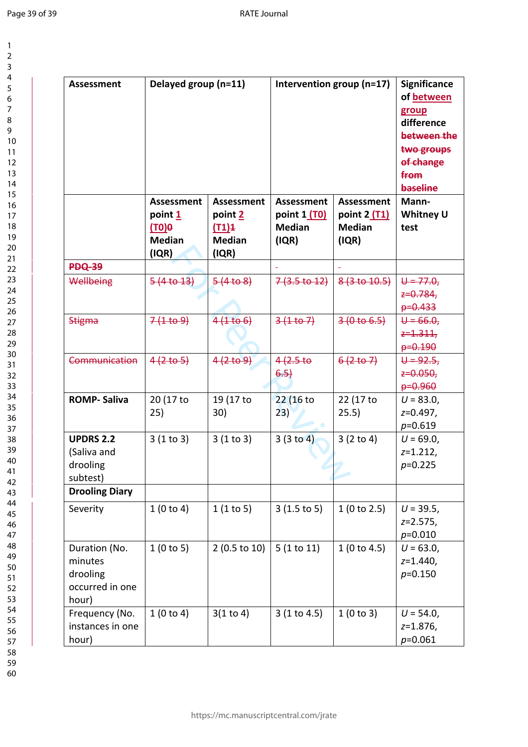| Assessment | Delayed group (n=11) | | Intervention group (n=17) | | Significance of between group difference ~~between the two groups of change from baseline~~ |
|---|---|---|---|---|---|
| | Assessment point 1 (T0)~~0~~ Median (IQR) | Assessment point 2 (T1)~~1~~ Median (IQR) | Assessment point 1 (T0) Median (IQR) | Assessment point 2 (T1) Median (IQR) | Mann-Whitney U test |
| ~~PDQ-39~~ | | | - | - | |
| ~~Wellbeing~~ | ~~5 (4 to 13)~~ | ~~5 (4 to 8)~~ | ~~7 (3.5 to 12)~~ | ~~8 (3 to 10.5)~~ | ~~U = 77.0, z=0.784, p=0.433~~ |
| ~~Stigma~~ | ~~7 (1 to 9)~~ | ~~4 (1 to 6)~~ | ~~3 (1 to 7)~~ | ~~3 (0 to 6.5)~~ | ~~U = 66.0, z=1.311, p=0.190~~ |
| ~~Communication~~ | ~~4 (2 to 5)~~ | ~~4 (2 to 9)~~ | ~~4 (2.5 to 6.5)~~ | ~~6 (2 to 7)~~ | ~~U = 92.5, z=0.050, p=0.960~~ |
| **ROMP- Saliva** | 20 (17 to 25) | 19 (17 to 30) | 22 (16 to 23) | 22 (17 to 25.5) | $U = 83.0$, $z=0.497$, $p=0.619$ |
| **UPDRS 2.2** (Saliva and drooling subtest) | 3 (1 to 3) | 3 (1 to 3) | 3 (3 to 4) | 3 (2 to 4) | $U = 69.0$, $z=1.212$, $p=0.225$ |
| **Drooling Diary** | | | | | |
| Severity | 1 (0 to 4) | 1 (1 to 5) | 3 (1.5 to 5) | 1 (0 to 2.5) | $U = 39.5$, $z=2.575$, $p=0.010$ |
| Duration (No. minutes drooling occurred in one hour) | 1 (0 to 5) | 2 (0.5 to 10) | 5 (1 to 11) | 1 (0 to 4.5) | $U = 63.0$, $z=1.440$, $p=0.150$ |
| Frequency (No. instances in one hour) | 1 (0 to 4) | 3(1 to 4) | 3 (1 to 4.5) | 1 (0 to 3) | $U = 54.0$, $z=1.876$, $p=0.061$ |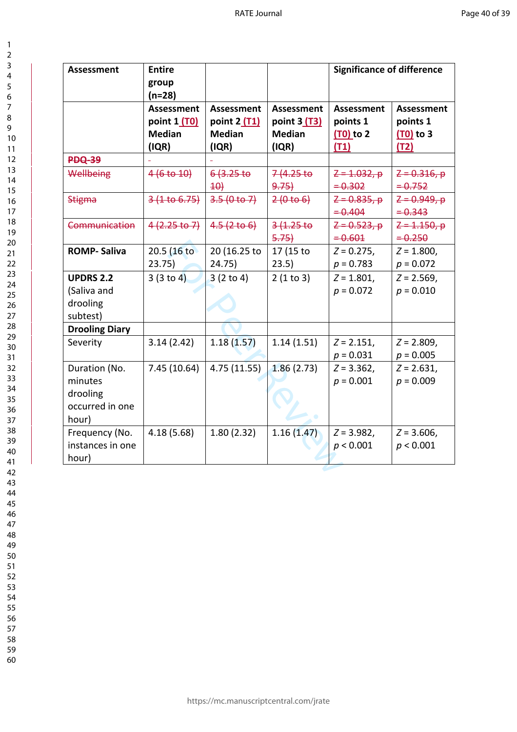| Assessment | Entire group (n=28) | | | Significance of difference | |
|---|---|---|---|---|---|
| | Assessment point 1 (T0) Median (IQR) | Assessment point 2 (T1) Median (IQR) | Assessment point 3 (T3) Median (IQR) | Assessment points 1 (T0) to 2 (T1) | Assessment points 1 (T0) to 3 (T2) |
| ~~PDQ-39~~ | - | - | | | |
| ~~Wellbeing~~ | ~~4 (6 to 10)~~ | ~~6 (3.25 to 10)~~ | ~~7 (4.25 to 9.75)~~ | ~~$Z$ = 1.032, $p$ = 0.302~~ | ~~$Z$ = 0.316, $p$ = 0.752~~ |
| ~~Stigma~~ | ~~3 (1 to 6.75)~~ | ~~3.5 (0 to 7)~~ | ~~2 (0 to 6)~~ | ~~$Z$ = 0.835, $p$ = 0.404~~ | ~~$Z$ = 0.949, $p$ = 0.343~~ |
| ~~Communication~~ | ~~4 (2.25 to 7)~~ | ~~4.5 (2 to 6)~~ | ~~3 (1.25 to 5.75)~~ | ~~$Z$ = 0.523, $p$ = 0.601~~ | ~~$Z$ = 1.150, $p$ = 0.250~~ |
| **ROMP- Saliva** | 20.5 (16 to 23.75) | 20 (16.25 to 24.75) | 17 (15 to 23.5) | $Z$ = 0.275, $p$ = 0.783 | $Z$ = 1.800, $p$ = 0.072 |
| **UPDRS 2.2** (Saliva and drooling subtest) | 3 (3 to 4) | 3 (2 to 4) | 2 (1 to 3) | $Z$ = 1.801, $p$ = 0.072 | $Z$ = 2.569, $p$ = 0.010 |
| **Drooling Diary** | | | | | |
| Severity | 3.14 (2.42) | 1.18 (1.57) | 1.14 (1.51) | $Z$ = 2.151, $p$ = 0.031 | $Z$ = 2.809, $p$ = 0.005 |
| Duration (No. minutes drooling occurred in one hour) | 7.45 (10.64) | 4.75 (11.55) | 1.86 (2.73) | $Z$ = 3.362, $p$ = 0.001 | $Z$ = 2.631, $p$ = 0.009 |
| Frequency (No. instances in one hour) | 4.18 (5.68) | 1.80 (2.32) | 1.16 (1.47) | $Z$ = 3.982, $p$ < 0.001 | $Z$ = 3.606, $p$ < 0.001 |